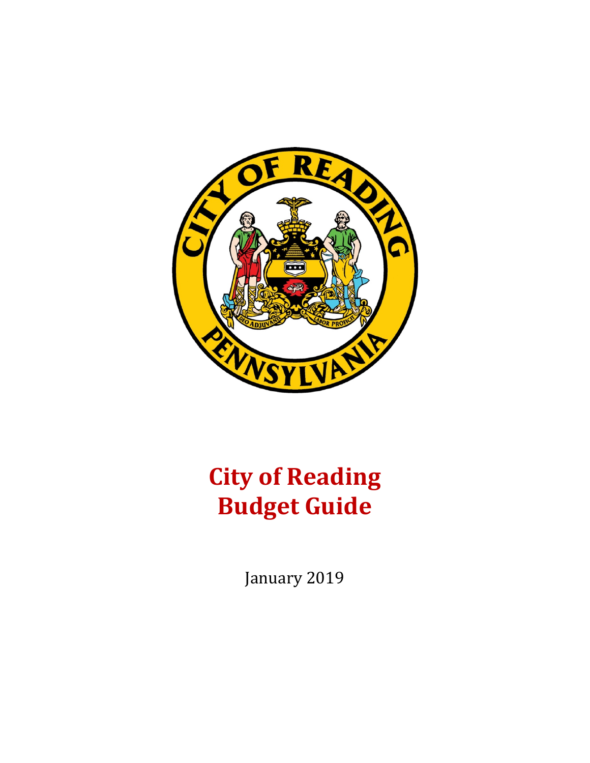# City of Reading Budget Guide

January 2019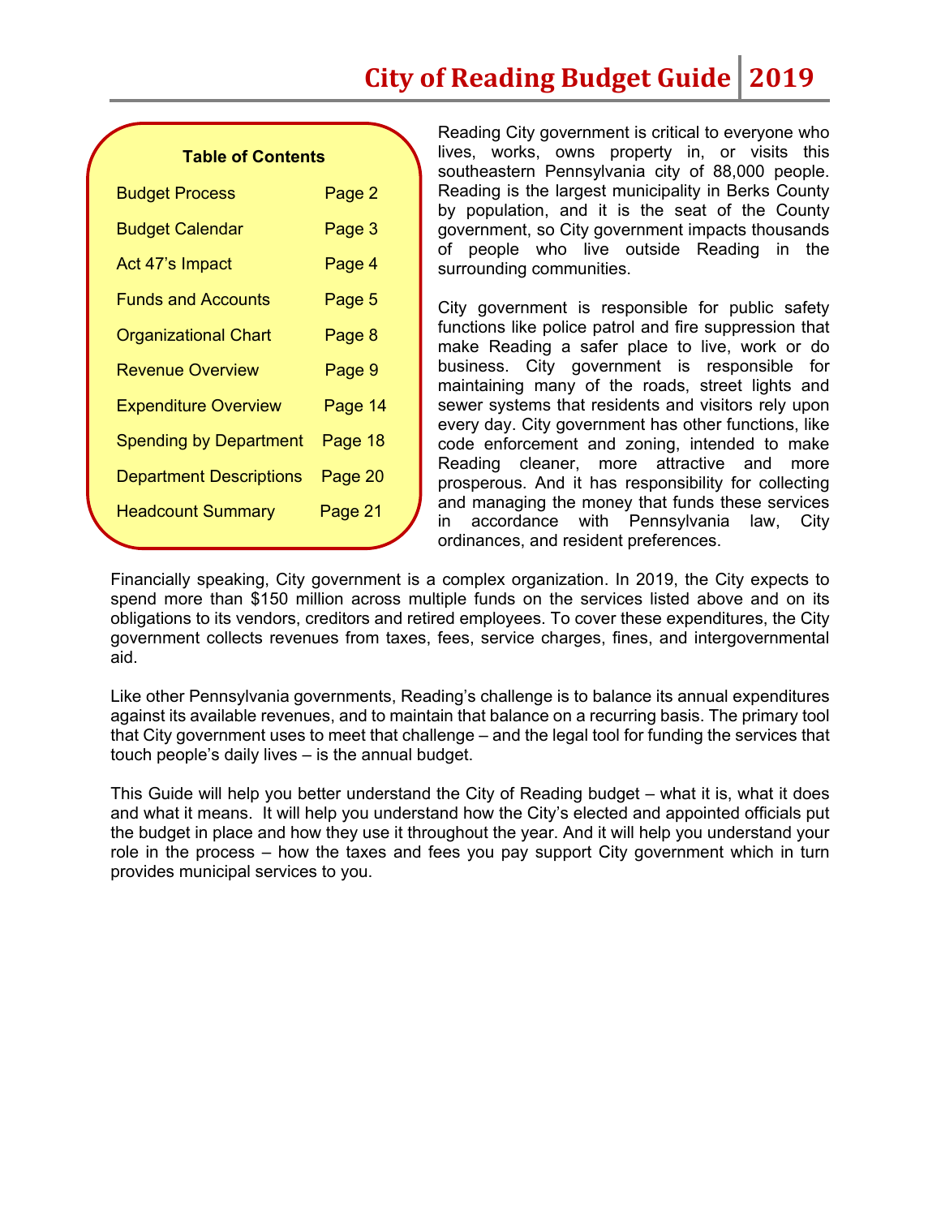# City of Reading Budget Guide 2019

**Table of Contents**

| | |
|---|---|
| Budget Process | Page 2 |
| Budget Calendar | Page 3 |
| Act 47's Impact | Page 4 |
| Funds and Accounts | Page 5 |
| Organizational Chart | Page 8 |
| Revenue Overview | Page 9 |
| Expenditure Overview | Page 14 |
| Spending by Department | Page 18 |
| Department Descriptions | Page 20 |
| Headcount Summary | Page 21 |

Reading City government is critical to everyone who lives, works, owns property in, or visits this southeastern Pennsylvania city of 88,000 people. Reading is the largest municipality in Berks County by population, and it is the seat of the County government, so City government impacts thousands of people who live outside Reading in the surrounding communities.

City government is responsible for public safety functions like police patrol and fire suppression that make Reading a safer place to live, work or do business. City government is responsible for maintaining many of the roads, street lights and sewer systems that residents and visitors rely upon every day. City government has other functions, like code enforcement and zoning, intended to make Reading cleaner, more attractive and more prosperous. And it has responsibility for collecting and managing the money that funds these services in accordance with Pennsylvania law, City ordinances, and resident preferences.

Financially speaking, City government is a complex organization. In 2019, the City expects to spend more than $150 million across multiple funds on the services listed above and on its obligations to its vendors, creditors and retired employees. To cover these expenditures, the City government collects revenues from taxes, fees, service charges, fines, and intergovernmental aid.

Like other Pennsylvania governments, Reading's challenge is to balance its annual expenditures against its available revenues, and to maintain that balance on a recurring basis. The primary tool that City government uses to meet that challenge – and the legal tool for funding the services that touch people's daily lives – is the annual budget.

This Guide will help you better understand the City of Reading budget – what it is, what it does and what it means. It will help you understand how the City's elected and appointed officials put the budget in place and how they use it throughout the year. And it will help you understand your role in the process – how the taxes and fees you pay support City government which in turn provides municipal services to you.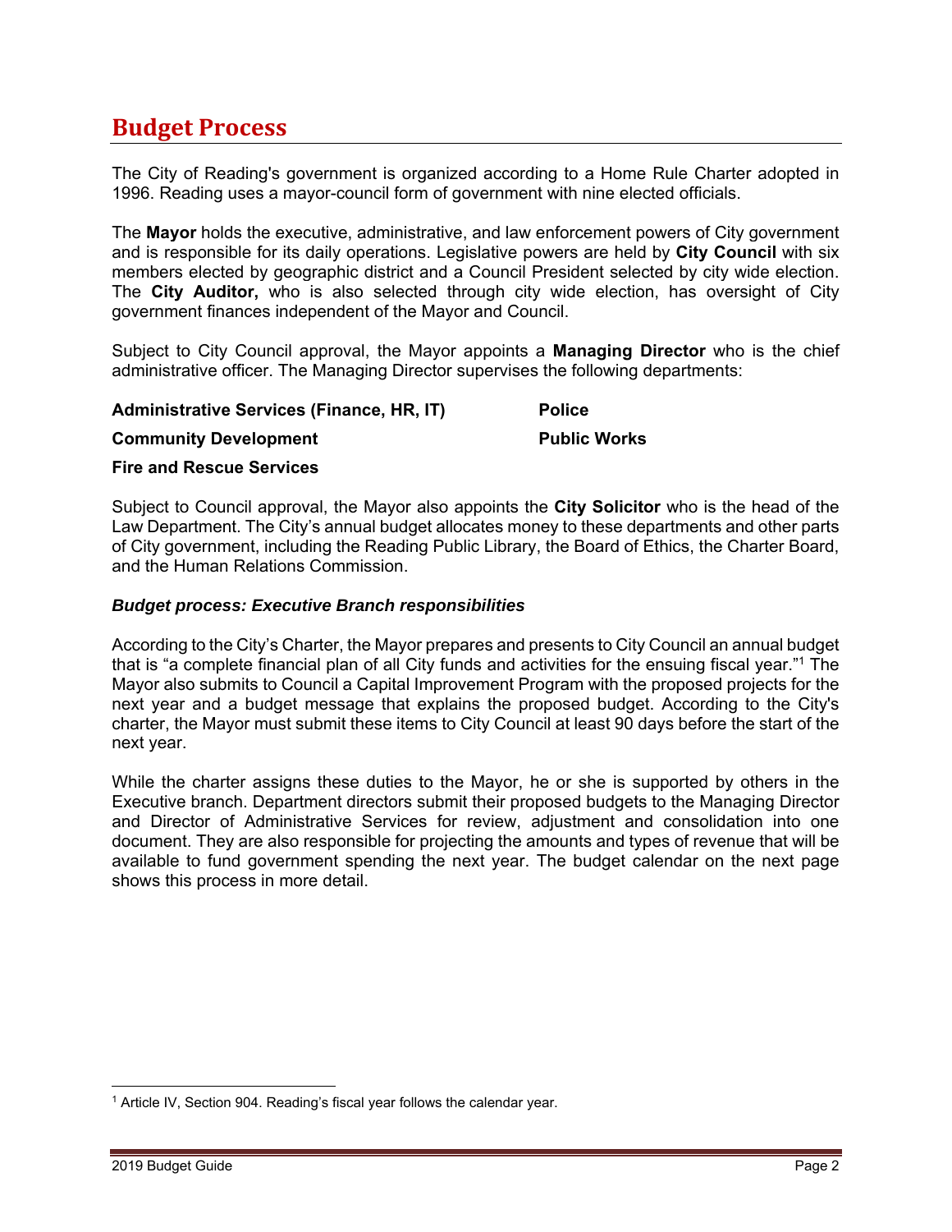# Budget Process

The City of Reading's government is organized according to a Home Rule Charter adopted in 1996. Reading uses a mayor-council form of government with nine elected officials.

The **Mayor** holds the executive, administrative, and law enforcement powers of City government and is responsible for its daily operations. Legislative powers are held by **City Council** with six members elected by geographic district and a Council President selected by city wide election. The **City Auditor,** who is also selected through city wide election, has oversight of City government finances independent of the Mayor and Council.

Subject to City Council approval, the Mayor appoints a **Managing Director** who is the chief administrative officer. The Managing Director supervises the following departments:

**Administrative Services (Finance, HR, IT)**

**Community Development**

**Fire and Rescue Services**

**Police**

**Public Works**

Subject to Council approval, the Mayor also appoints the **City Solicitor** who is the head of the Law Department. The City's annual budget allocates money to these departments and other parts of City government, including the Reading Public Library, the Board of Ethics, the Charter Board, and the Human Relations Commission.

### *Budget process: Executive Branch responsibilities*

According to the City's Charter, the Mayor prepares and presents to City Council an annual budget that is "a complete financial plan of all City funds and activities for the ensuing fiscal year."[1] The Mayor also submits to Council a Capital Improvement Program with the proposed projects for the next year and a budget message that explains the proposed budget. According to the City's charter, the Mayor must submit these items to City Council at least 90 days before the start of the next year.

While the charter assigns these duties to the Mayor, he or she is supported by others in the Executive branch. Department directors submit their proposed budgets to the Managing Director and Director of Administrative Services for review, adjustment and consolidation into one document. They are also responsible for projecting the amounts and types of revenue that will be available to fund government spending the next year. The budget calendar on the next page shows this process in more detail.

---

[1] Article IV, Section 904. Reading's fiscal year follows the calendar year.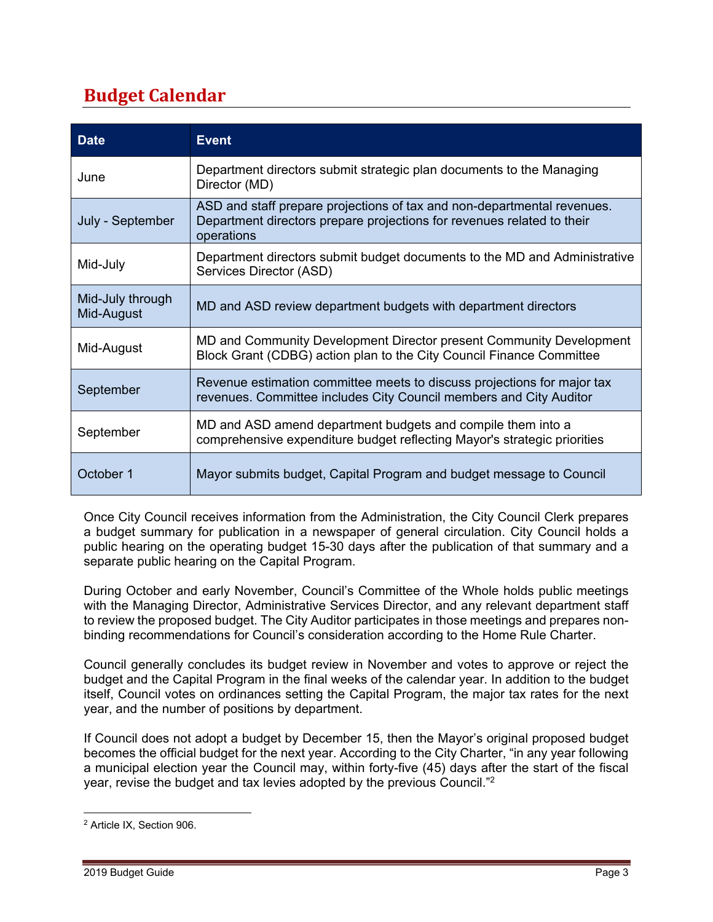## Budget Calendar

| Date | Event |
| --- | --- |
| June | Department directors submit strategic plan documents to the Managing Director (MD) |
| July - September | ASD and staff prepare projections of tax and non-departmental revenues. Department directors prepare projections for revenues related to their operations |
| Mid-July | Department directors submit budget documents to the MD and Administrative Services Director (ASD) |
| Mid-July through Mid-August | MD and ASD review department budgets with department directors |
| Mid-August | MD and Community Development Director present Community Development Block Grant (CDBG) action plan to the City Council Finance Committee |
| September | Revenue estimation committee meets to discuss projections for major tax revenues. Committee includes City Council members and City Auditor |
| September | MD and ASD amend department budgets and compile them into a comprehensive expenditure budget reflecting Mayor's strategic priorities |
| October 1 | Mayor submits budget, Capital Program and budget message to Council |

Once City Council receives information from the Administration, the City Council Clerk prepares a budget summary for publication in a newspaper of general circulation. City Council holds a public hearing on the operating budget 15-30 days after the publication of that summary and a separate public hearing on the Capital Program.

During October and early November, Council's Committee of the Whole holds public meetings with the Managing Director, Administrative Services Director, and any relevant department staff to review the proposed budget. The City Auditor participates in those meetings and prepares non-binding recommendations for Council's consideration according to the Home Rule Charter.

Council generally concludes its budget review in November and votes to approve or reject the budget and the Capital Program in the final weeks of the calendar year. In addition to the budget itself, Council votes on ordinances setting the Capital Program, the major tax rates for the next year, and the number of positions by department.

If Council does not adopt a budget by December 15, then the Mayor's original proposed budget becomes the official budget for the next year. According to the City Charter, "in any year following a municipal election year the Council may, within forty-five (45) days after the start of the fiscal year, revise the budget and tax levies adopted by the previous Council."[2]

[2] Article IX, Section 906.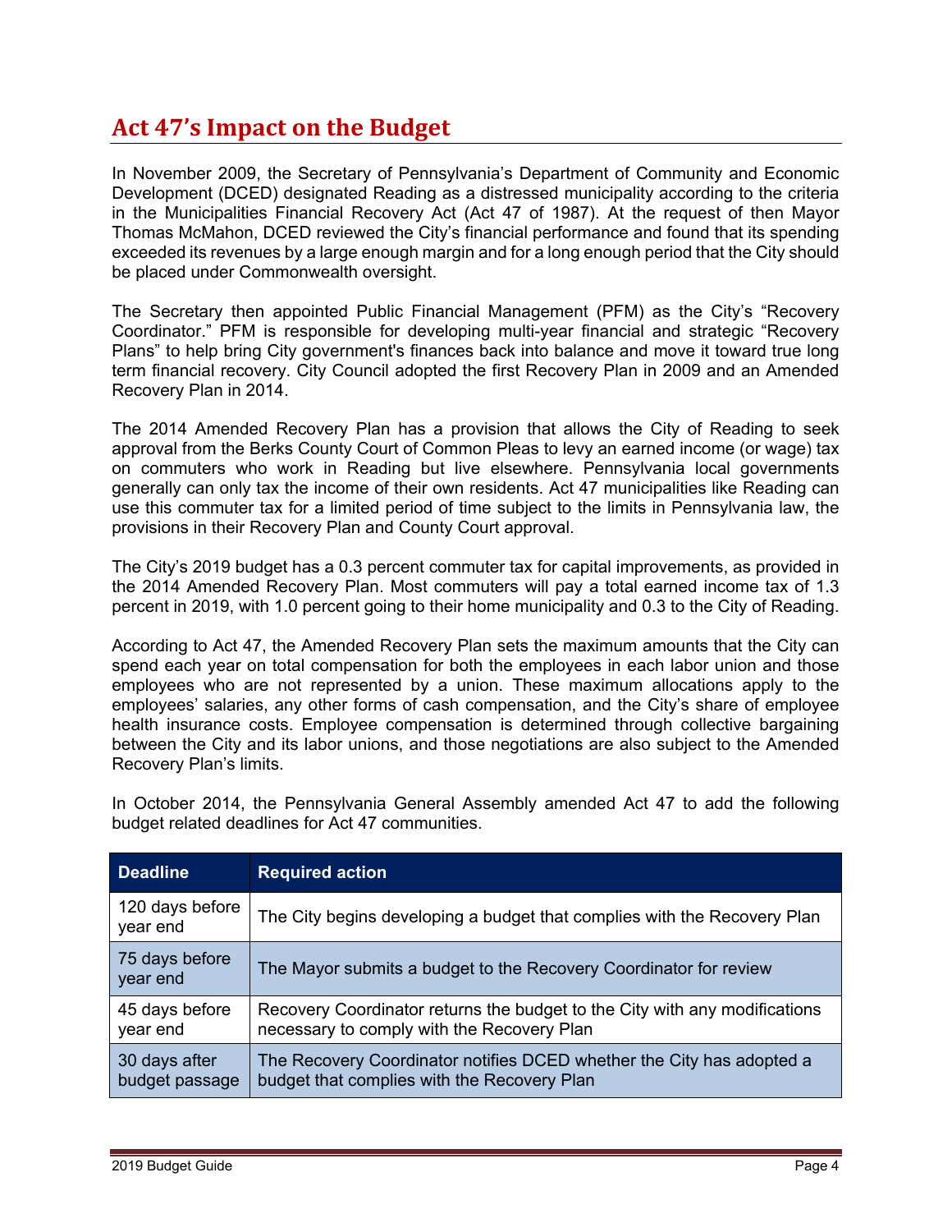# Act 47's Impact on the Budget

In November 2009, the Secretary of Pennsylvania's Department of Community and Economic Development (DCED) designated Reading as a distressed municipality according to the criteria in the Municipalities Financial Recovery Act (Act 47 of 1987). At the request of then Mayor Thomas McMahon, DCED reviewed the City's financial performance and found that its spending exceeded its revenues by a large enough margin and for a long enough period that the City should be placed under Commonwealth oversight.

The Secretary then appointed Public Financial Management (PFM) as the City's "Recovery Coordinator." PFM is responsible for developing multi-year financial and strategic "Recovery Plans" to help bring City government's finances back into balance and move it toward true long term financial recovery. City Council adopted the first Recovery Plan in 2009 and an Amended Recovery Plan in 2014.

The 2014 Amended Recovery Plan has a provision that allows the City of Reading to seek approval from the Berks County Court of Common Pleas to levy an earned income (or wage) tax on commuters who work in Reading but live elsewhere. Pennsylvania local governments generally can only tax the income of their own residents. Act 47 municipalities like Reading can use this commuter tax for a limited period of time subject to the limits in Pennsylvania law, the provisions in their Recovery Plan and County Court approval.

The City's 2019 budget has a 0.3 percent commuter tax for capital improvements, as provided in the 2014 Amended Recovery Plan. Most commuters will pay a total earned income tax of 1.3 percent in 2019, with 1.0 percent going to their home municipality and 0.3 to the City of Reading.

According to Act 47, the Amended Recovery Plan sets the maximum amounts that the City can spend each year on total compensation for both the employees in each labor union and those employees who are not represented by a union. These maximum allocations apply to the employees' salaries, any other forms of cash compensation, and the City's share of employee health insurance costs. Employee compensation is determined through collective bargaining between the City and its labor unions, and those negotiations are also subject to the Amended Recovery Plan's limits.

In October 2014, the Pennsylvania General Assembly amended Act 47 to add the following budget related deadlines for Act 47 communities.

| Deadline | Required action |
|---|---|
| 120 days before year end | The City begins developing a budget that complies with the Recovery Plan |
| 75 days before year end | The Mayor submits a budget to the Recovery Coordinator for review |
| 45 days before year end | Recovery Coordinator returns the budget to the City with any modifications necessary to comply with the Recovery Plan |
| 30 days after budget passage | The Recovery Coordinator notifies DCED whether the City has adopted a budget that complies with the Recovery Plan |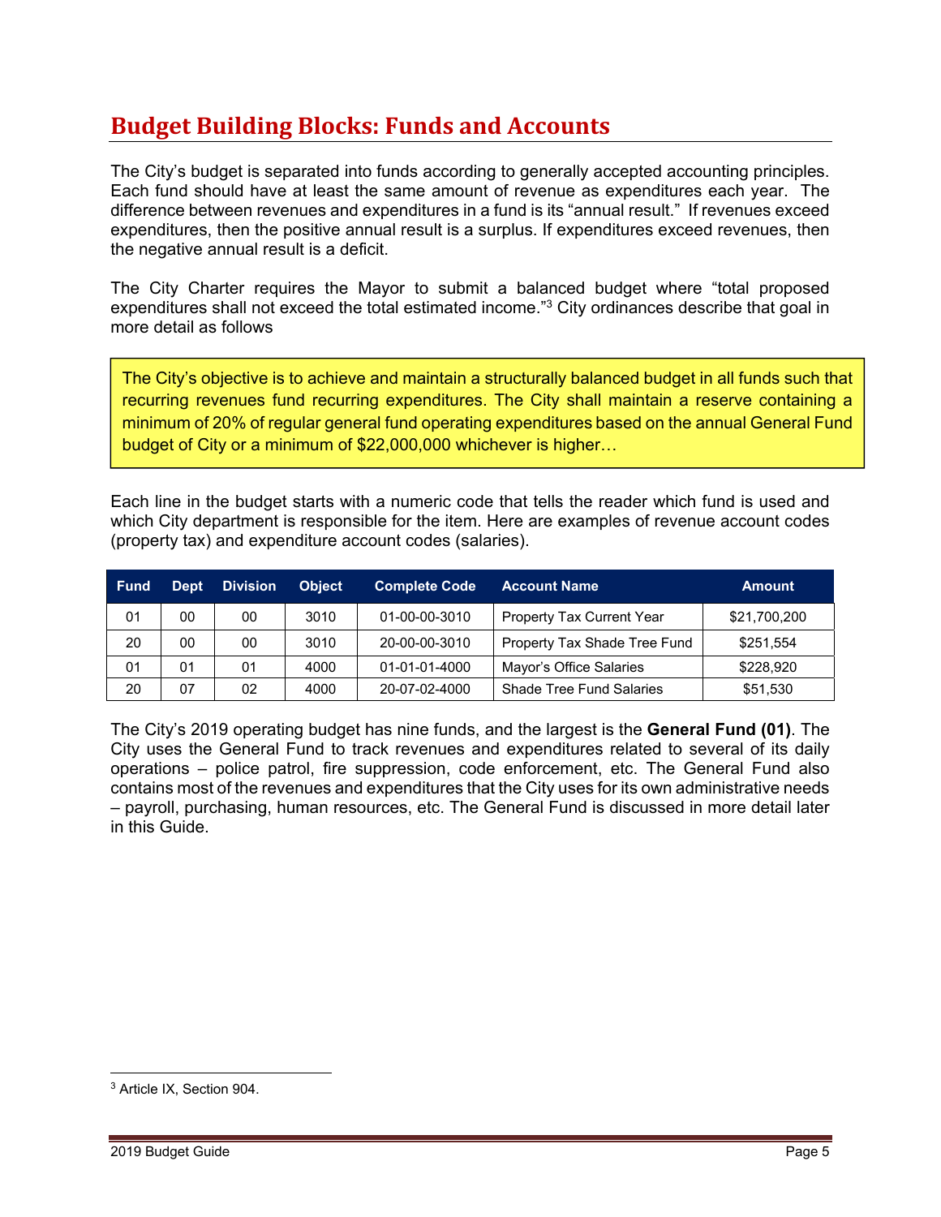# Budget Building Blocks: Funds and Accounts

The City's budget is separated into funds according to generally accepted accounting principles. Each fund should have at least the same amount of revenue as expenditures each year. The difference between revenues and expenditures in a fund is its "annual result." If revenues exceed expenditures, then the positive annual result is a surplus. If expenditures exceed revenues, then the negative annual result is a deficit.

The City Charter requires the Mayor to submit a balanced budget where "total proposed expenditures shall not exceed the total estimated income."[3] City ordinances describe that goal in more detail as follows

> The City's objective is to achieve and maintain a structurally balanced budget in all funds such that recurring revenues fund recurring expenditures. The City shall maintain a reserve containing a minimum of 20% of regular general fund operating expenditures based on the annual General Fund budget of City or a minimum of $22,000,000 whichever is higher…

Each line in the budget starts with a numeric code that tells the reader which fund is used and which City department is responsible for the item. Here are examples of revenue account codes (property tax) and expenditure account codes (salaries).

| Fund | Dept | Division | Object | Complete Code | Account Name | Amount |
|---|---|---|---|---|---|---|
| 01 | 00 | 00 | 3010 | 01-00-00-3010 | Property Tax Current Year | $21,700,200 |
| 20 | 00 | 00 | 3010 | 20-00-00-3010 | Property Tax Shade Tree Fund | $251,554 |
| 01 | 01 | 01 | 4000 | 01-01-01-4000 | Mayor's Office Salaries | $228,920 |
| 20 | 07 | 02 | 4000 | 20-07-02-4000 | Shade Tree Fund Salaries | $51,530 |

The City's 2019 operating budget has nine funds, and the largest is the **General Fund (01)**. The City uses the General Fund to track revenues and expenditures related to several of its daily operations – police patrol, fire suppression, code enforcement, etc. The General Fund also contains most of the revenues and expenditures that the City uses for its own administrative needs – payroll, purchasing, human resources, etc. The General Fund is discussed in more detail later in this Guide.

[3] Article IX, Section 904.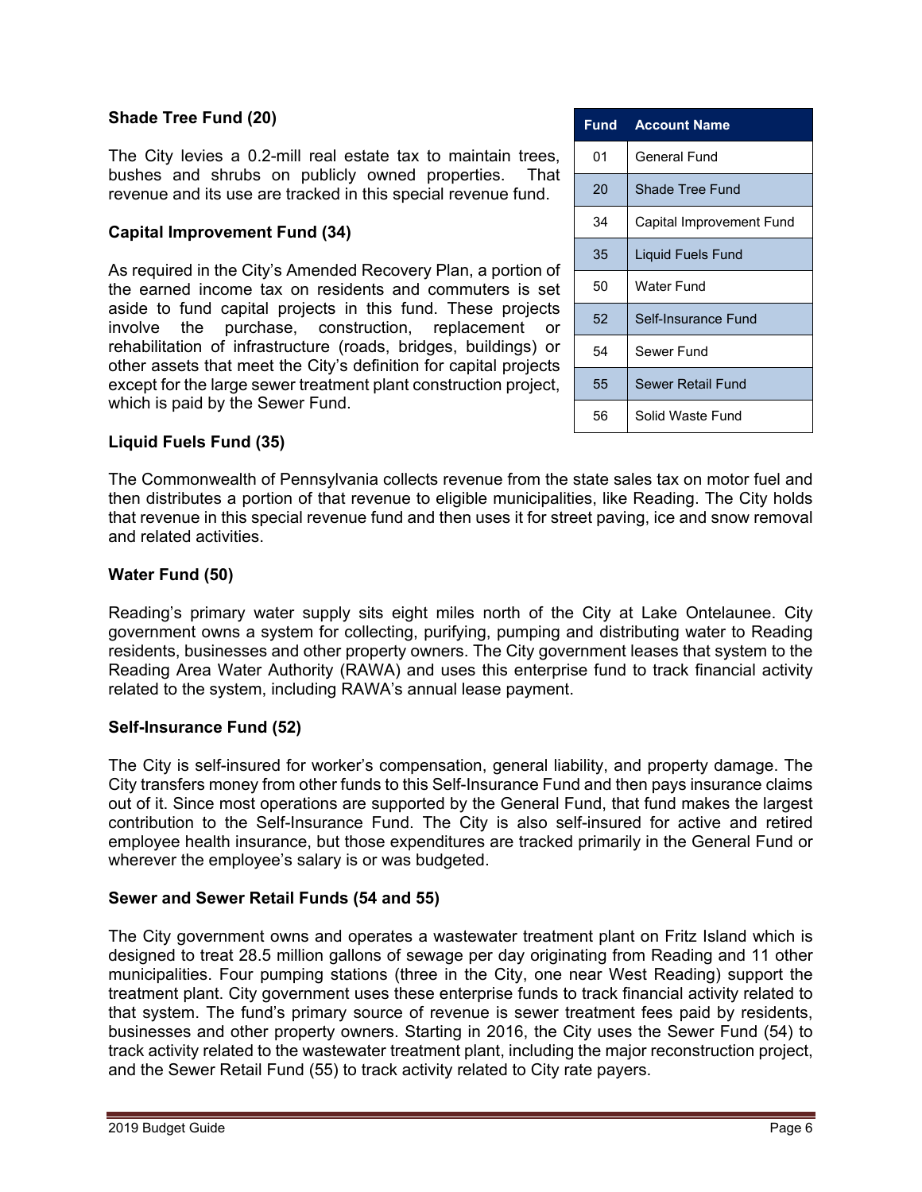| Fund | Account Name |
|---|---|
| 01 | General Fund |
| 20 | Shade Tree Fund |
| 34 | Capital Improvement Fund |
| 35 | Liquid Fuels Fund |
| 50 | Water Fund |
| 52 | Self-Insurance Fund |
| 54 | Sewer Fund |
| 55 | Sewer Retail Fund |
| 56 | Solid Waste Fund |

**Shade Tree Fund (20)**

The City levies a 0.2-mill real estate tax to maintain trees, bushes and shrubs on publicly owned properties. That revenue and its use are tracked in this special revenue fund.

**Capital Improvement Fund (34)**

As required in the City's Amended Recovery Plan, a portion of the earned income tax on residents and commuters is set aside to fund capital projects in this fund. These projects involve the purchase, construction, replacement or rehabilitation of infrastructure (roads, bridges, buildings) or other assets that meet the City's definition for capital projects except for the large sewer treatment plant construction project, which is paid by the Sewer Fund.

**Liquid Fuels Fund (35)**

The Commonwealth of Pennsylvania collects revenue from the state sales tax on motor fuel and then distributes a portion of that revenue to eligible municipalities, like Reading. The City holds that revenue in this special revenue fund and then uses it for street paving, ice and snow removal and related activities.

**Water Fund (50)**

Reading's primary water supply sits eight miles north of the City at Lake Ontelaunee. City government owns a system for collecting, purifying, pumping and distributing water to Reading residents, businesses and other property owners. The City government leases that system to the Reading Area Water Authority (RAWA) and uses this enterprise fund to track financial activity related to the system, including RAWA's annual lease payment.

**Self-Insurance Fund (52)**

The City is self-insured for worker's compensation, general liability, and property damage. The City transfers money from other funds to this Self-Insurance Fund and then pays insurance claims out of it. Since most operations are supported by the General Fund, that fund makes the largest contribution to the Self-Insurance Fund. The City is also self-insured for active and retired employee health insurance, but those expenditures are tracked primarily in the General Fund or wherever the employee's salary is or was budgeted.

**Sewer and Sewer Retail Funds (54 and 55)**

The City government owns and operates a wastewater treatment plant on Fritz Island which is designed to treat 28.5 million gallons of sewage per day originating from Reading and 11 other municipalities. Four pumping stations (three in the City, one near West Reading) support the treatment plant. City government uses these enterprise funds to track financial activity related to that system. The fund's primary source of revenue is sewer treatment fees paid by residents, businesses and other property owners. Starting in 2016, the City uses the Sewer Fund (54) to track activity related to the wastewater treatment plant, including the major reconstruction project, and the Sewer Retail Fund (55) to track activity related to City rate payers.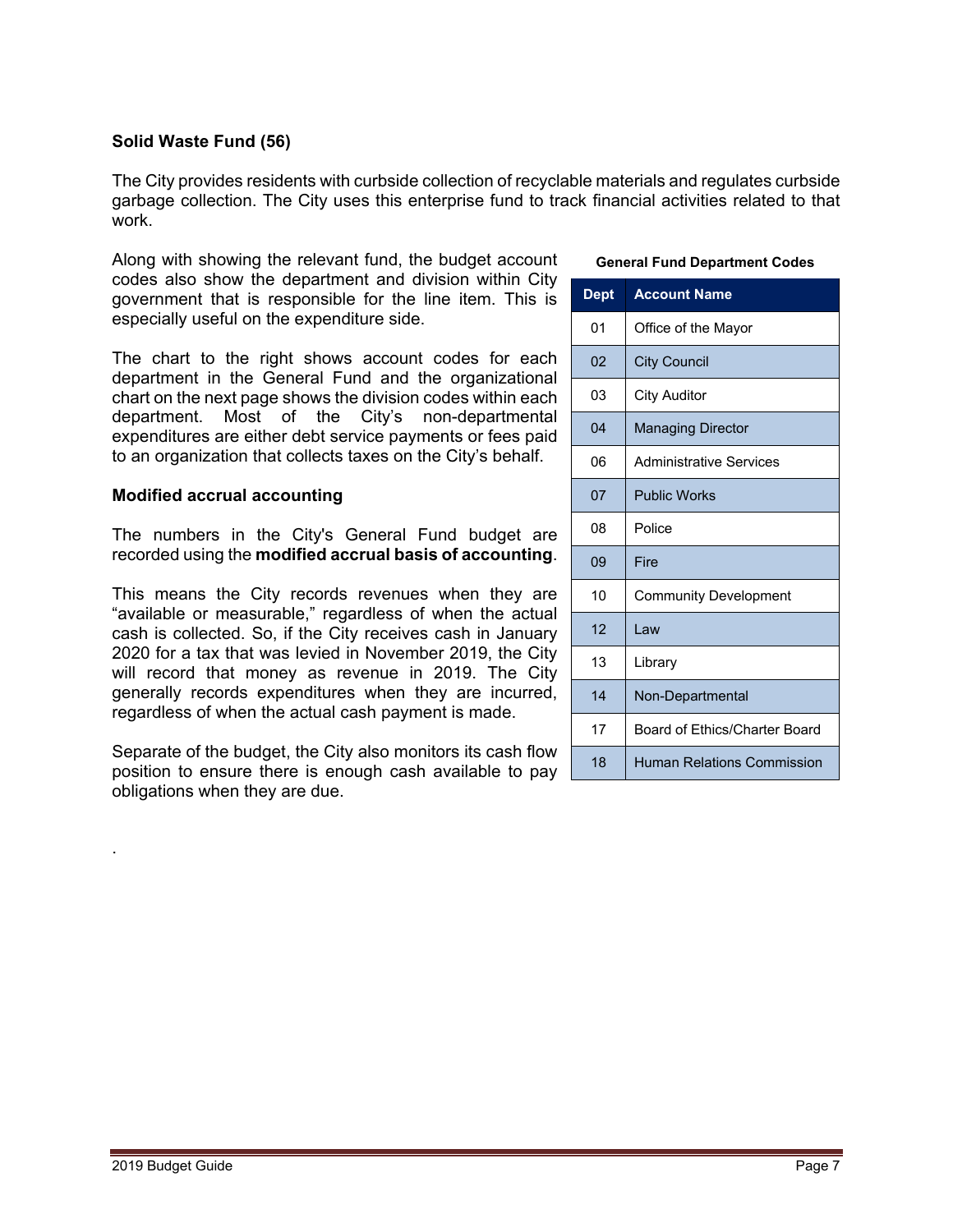**Solid Waste Fund (56)**

The City provides residents with curbside collection of recyclable materials and regulates curbside garbage collection. The City uses this enterprise fund to track financial activities related to that work.

Along with showing the relevant fund, the budget account codes also show the department and division within City government that is responsible for the line item. This is especially useful on the expenditure side.

The chart to the right shows account codes for each department in the General Fund and the organizational chart on the next page shows the division codes within each department. Most of the City's non-departmental expenditures are either debt service payments or fees paid to an organization that collects taxes on the City's behalf.

**General Fund Department Codes**

| Dept | Account Name |
|---|---|
| 01 | Office of the Mayor |
| 02 | City Council |
| 03 | City Auditor |
| 04 | Managing Director |
| 06 | Administrative Services |
| 07 | Public Works |
| 08 | Police |
| 09 | Fire |
| 10 | Community Development |
| 12 | Law |
| 13 | Library |
| 14 | Non-Departmental |
| 17 | Board of Ethics/Charter Board |
| 18 | Human Relations Commission |

**Modified accrual accounting**

The numbers in the City's General Fund budget are recorded using the **modified accrual basis of accounting**.

This means the City records revenues when they are "available or measurable," regardless of when the actual cash is collected. So, if the City receives cash in January 2020 for a tax that was levied in November 2019, the City will record that money as revenue in 2019. The City generally records expenditures when they are incurred, regardless of when the actual cash payment is made.

Separate of the budget, the City also monitors its cash flow position to ensure there is enough cash available to pay obligations when they are due.

.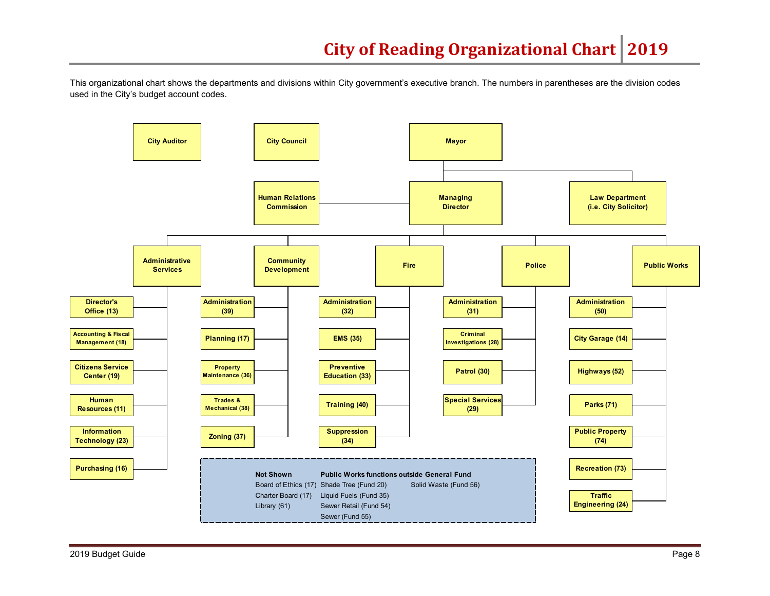# City of Reading Organizational Chart | 2019

This organizational chart shows the departments and divisions within City government's executive branch. The numbers in parentheses are the division codes used in the City's budget account codes.

- **City Auditor**
- **City Council**
- **Mayor**
  - **Law Department (i.e. City Solicitor)**
  - **Managing Director**
    - **Human Relations Commission**
    - **Administrative Services**
      - Director's Office (13)
      - Accounting & Fiscal Management (18)
      - Citizens Service Center (19)
      - Human Resources (11)
      - Information Technology (23)
      - Purchasing (16)
    - **Community Development**
      - Administration (39)
      - Planning (17)
      - Property Maintenance (36)
      - Trades & Mechanical (38)
      - Zoning (37)
    - **Fire**
      - Administration (32)
      - EMS (35)
      - Preventive Education (33)
      - Training (40)
      - Suppression (34)
    - **Police**
      - Administration (31)
      - Criminal Investigations (28)
      - Patrol (30)
      - Special Services (29)
    - **Public Works**
      - Administration (50)
      - City Garage (14)
      - Highways (52)
      - Parks (71)
      - Public Property (74)
      - Recreation (73)
      - Traffic Engineering (24)

| Not Shown | Public Works functions outside General Fund | |
|---|---|---|
| Board of Ethics (17) | Shade Tree (Fund 20) | Solid Waste (Fund 56) |
| Charter Board (17) | Liquid Fuels (Fund 35) | |
| Library (61) | Sewer Retail (Fund 54) | |
| | Sewer (Fund 55) | |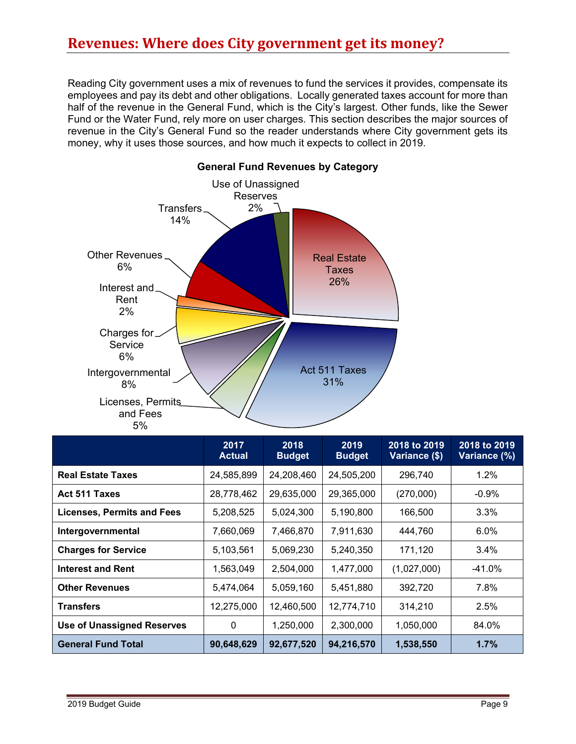## Revenues: Where does City government get its money?

Reading City government uses a mix of revenues to fund the services it provides, compensate its employees and pay its debt and other obligations. Locally generated taxes account for more than half of the revenue in the General Fund, which is the City's largest. Other funds, like the Sewer Fund or the Water Fund, rely more on user charges. This section describes the major sources of revenue in the City's General Fund so the reader understands where City government gets its money, why it uses those sources, and how much it expects to collect in 2019.

**General Fund Revenues by Category**

Real Estate Taxes 26%
Act 511 Taxes 31%
Licenses, Permits and Fees 5%
Intergovernmental 8%
Charges for Service 6%
Interest and Rent 2%
Other Revenues 6%
Transfers 14%
Use of Unassigned Reserves 2%

| | 2017 Actual | 2018 Budget | 2019 Budget | 2018 to 2019 Variance ($) | 2018 to 2019 Variance (%) |
|---|---|---|---|---|---|
| **Real Estate Taxes** | 24,585,899 | 24,208,460 | 24,505,200 | 296,740 | 1.2% |
| **Act 511 Taxes** | 28,778,462 | 29,635,000 | 29,365,000 | (270,000) | -0.9% |
| **Licenses, Permits and Fees** | 5,208,525 | 5,024,300 | 5,190,800 | 166,500 | 3.3% |
| **Intergovernmental** | 7,660,069 | 7,466,870 | 7,911,630 | 444,760 | 6.0% |
| **Charges for Service** | 5,103,561 | 5,069,230 | 5,240,350 | 171,120 | 3.4% |
| **Interest and Rent** | 1,563,049 | 2,504,000 | 1,477,000 | (1,027,000) | -41.0% |
| **Other Revenues** | 5,474,064 | 5,059,160 | 5,451,880 | 392,720 | 7.8% |
| **Transfers** | 12,275,000 | 12,460,500 | 12,774,710 | 314,210 | 2.5% |
| **Use of Unassigned Reserves** | 0 | 1,250,000 | 2,300,000 | 1,050,000 | 84.0% |
| **General Fund Total** | **90,648,629** | **92,677,520** | **94,216,570** | **1,538,550** | **1.7%** |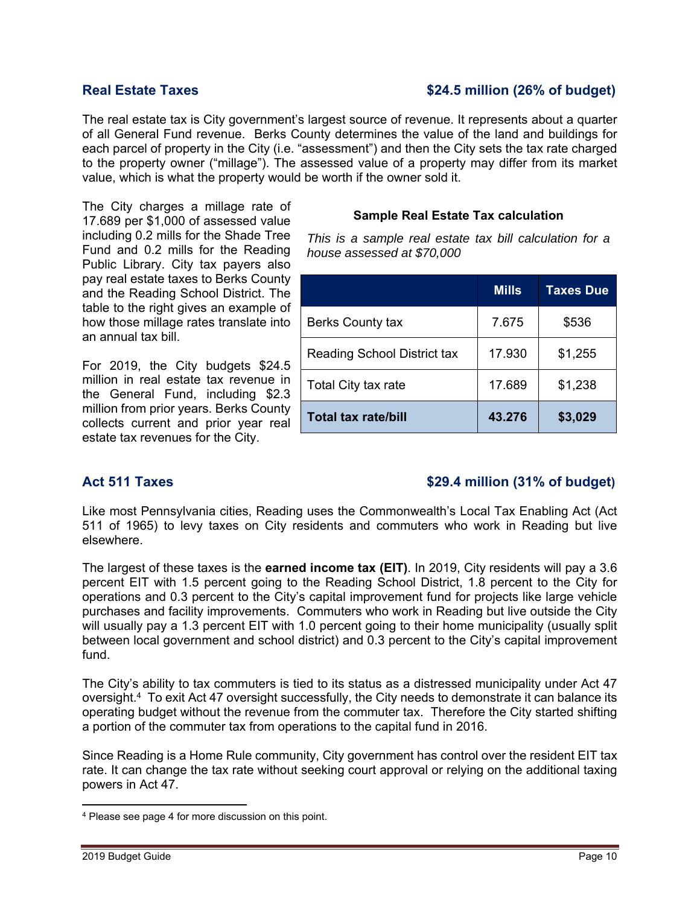## Real Estate Taxes — $24.5 million (26% of budget)

The real estate tax is City government's largest source of revenue. It represents about a quarter of all General Fund revenue. Berks County determines the value of the land and buildings for each parcel of property in the City (i.e. "assessment") and then the City sets the tax rate charged to the property owner ("millage"). The assessed value of a property may differ from its market value, which is what the property would be worth if the owner sold it.

The City charges a millage rate of 17.689 per $1,000 of assessed value including 0.2 mills for the Shade Tree Fund and 0.2 mills for the Reading Public Library. City tax payers also pay real estate taxes to Berks County and the Reading School District. The table to the right gives an example of how those millage rates translate into an annual tax bill.

For 2019, the City budgets $24.5 million in real estate tax revenue in the General Fund, including $2.3 million from prior years. Berks County collects current and prior year real estate tax revenues for the City.

**Sample Real Estate Tax calculation**

*This is a sample real estate tax bill calculation for a house assessed at $70,000*

| | Mills | Taxes Due |
|---|---|---|
| Berks County tax | 7.675 | $536 |
| Reading School District tax | 17.930 | $1,255 |
| Total City tax rate | 17.689 | $1,238 |
| **Total tax rate/bill** | **43.276** | **$3,029** |

## Act 511 Taxes — $29.4 million (31% of budget)

Like most Pennsylvania cities, Reading uses the Commonwealth's Local Tax Enabling Act (Act 511 of 1965) to levy taxes on City residents and commuters who work in Reading but live elsewhere.

The largest of these taxes is the **earned income tax (EIT)**. In 2019, City residents will pay a 3.6 percent EIT with 1.5 percent going to the Reading School District, 1.8 percent to the City for operations and 0.3 percent to the City's capital improvement fund for projects like large vehicle purchases and facility improvements. Commuters who work in Reading but live outside the City will usually pay a 1.3 percent EIT with 1.0 percent going to their home municipality (usually split between local government and school district) and 0.3 percent to the City's capital improvement fund.

The City's ability to tax commuters is tied to its status as a distressed municipality under Act 47 oversight.[4] To exit Act 47 oversight successfully, the City needs to demonstrate it can balance its operating budget without the revenue from the commuter tax. Therefore the City started shifting a portion of the commuter tax from operations to the capital fund in 2016.

Since Reading is a Home Rule community, City government has control over the resident EIT tax rate. It can change the tax rate without seeking court approval or relying on the additional taxing powers in Act 47.

[4] Please see page 4 for more discussion on this point.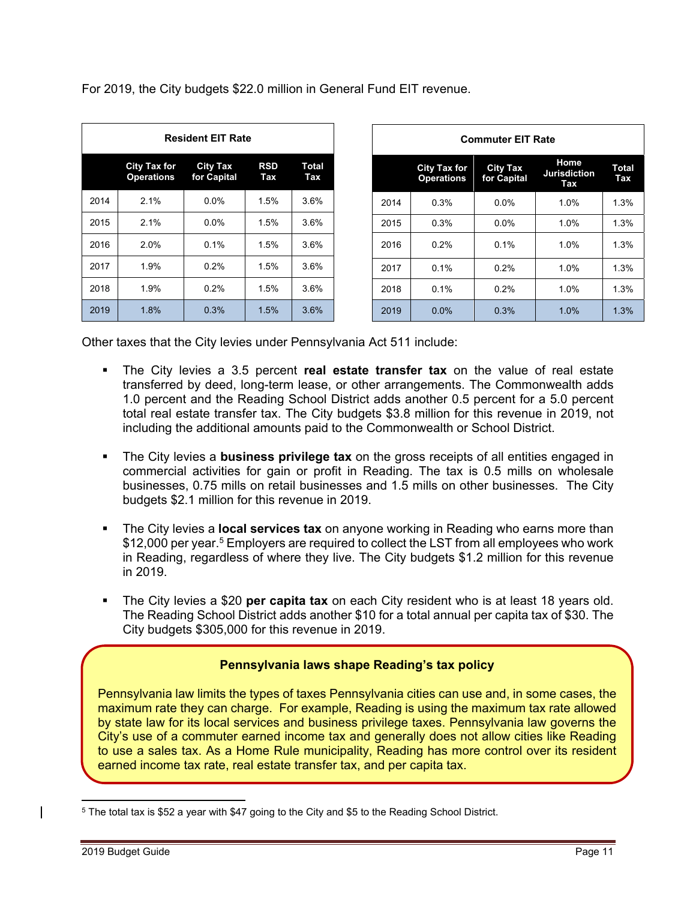For 2019, the City budgets $22.0 million in General Fund EIT revenue.

**Resident EIT Rate**

| | City Tax for Operations | City Tax for Capital | RSD Tax | Total Tax |
|---|---|---|---|---|
| 2014 | 2.1% | 0.0% | 1.5% | 3.6% |
| 2015 | 2.1% | 0.0% | 1.5% | 3.6% |
| 2016 | 2.0% | 0.1% | 1.5% | 3.6% |
| 2017 | 1.9% | 0.2% | 1.5% | 3.6% |
| 2018 | 1.9% | 0.2% | 1.5% | 3.6% |
| 2019 | 1.8% | 0.3% | 1.5% | 3.6% |

**Commuter EIT Rate**

| | City Tax for Operations | City Tax for Capital | Home Jurisdiction Tax | Total Tax |
|---|---|---|---|---|
| 2014 | 0.3% | 0.0% | 1.0% | 1.3% |
| 2015 | 0.3% | 0.0% | 1.0% | 1.3% |
| 2016 | 0.2% | 0.1% | 1.0% | 1.3% |
| 2017 | 0.1% | 0.2% | 1.0% | 1.3% |
| 2018 | 0.1% | 0.2% | 1.0% | 1.3% |
| 2019 | 0.0% | 0.3% | 1.0% | 1.3% |

Other taxes that the City levies under Pennsylvania Act 511 include:

- The City levies a 3.5 percent **real estate transfer tax** on the value of real estate transferred by deed, long-term lease, or other arrangements. The Commonwealth adds 1.0 percent and the Reading School District adds another 0.5 percent for a 5.0 percent total real estate transfer tax. The City budgets $3.8 million for this revenue in 2019, not including the additional amounts paid to the Commonwealth or School District.

- The City levies a **business privilege tax** on the gross receipts of all entities engaged in commercial activities for gain or profit in Reading. The tax is 0.5 mills on wholesale businesses, 0.75 mills on retail businesses and 1.5 mills on other businesses. The City budgets $2.1 million for this revenue in 2019.

- The City levies a **local services tax** on anyone working in Reading who earns more than $12,000 per year.[5] Employers are required to collect the LST from all employees who work in Reading, regardless of where they live. The City budgets $1.2 million for this revenue in 2019.

- The City levies a $20 **per capita tax** on each City resident who is at least 18 years old. The Reading School District adds another $10 for a total annual per capita tax of $30. The City budgets $305,000 for this revenue in 2019.

**Pennsylvania laws shape Reading's tax policy**

Pennsylvania law limits the types of taxes Pennsylvania cities can use and, in some cases, the maximum rate they can charge. For example, Reading is using the maximum tax rate allowed by state law for its local services and business privilege taxes. Pennsylvania law governs the City's use of a commuter earned income tax and generally does not allow cities like Reading to use a sales tax. As a Home Rule municipality, Reading has more control over its resident earned income tax rate, real estate transfer tax, and per capita tax.

[5] The total tax is $52 a year with $47 going to the City and $5 to the Reading School District.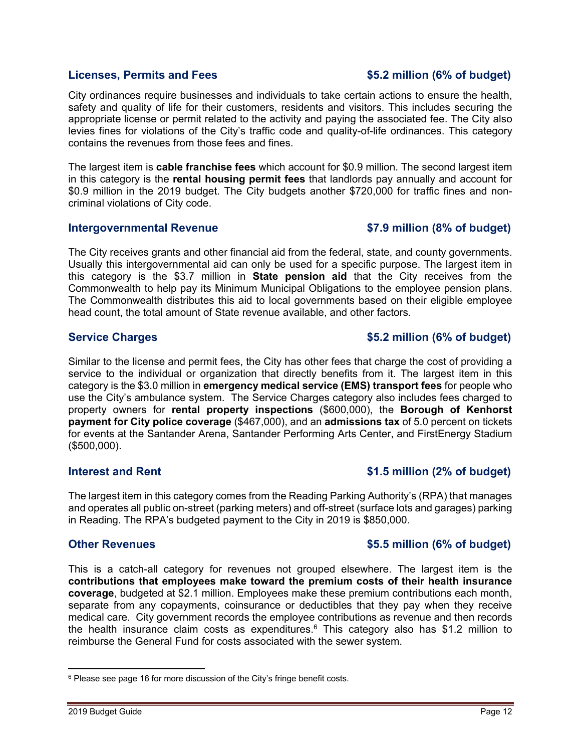## Licenses, Permits and Fees — $5.2 million (6% of budget)

City ordinances require businesses and individuals to take certain actions to ensure the health, safety and quality of life for their customers, residents and visitors. This includes securing the appropriate license or permit related to the activity and paying the associated fee. The City also levies fines for violations of the City's traffic code and quality-of-life ordinances. This category contains the revenues from those fees and fines.

The largest item is **cable franchise fees** which account for $0.9 million. The second largest item in this category is the **rental housing permit fees** that landlords pay annually and account for $0.9 million in the 2019 budget. The City budgets another $720,000 for traffic fines and non-criminal violations of City code.

## Intergovernmental Revenue — $7.9 million (8% of budget)

The City receives grants and other financial aid from the federal, state, and county governments. Usually this intergovernmental aid can only be used for a specific purpose. The largest item in this category is the $3.7 million in **State pension aid** that the City receives from the Commonwealth to help pay its Minimum Municipal Obligations to the employee pension plans. The Commonwealth distributes this aid to local governments based on their eligible employee head count, the total amount of State revenue available, and other factors.

## Service Charges — $5.2 million (6% of budget)

Similar to the license and permit fees, the City has other fees that charge the cost of providing a service to the individual or organization that directly benefits from it. The largest item in this category is the $3.0 million in **emergency medical service (EMS) transport fees** for people who use the City's ambulance system. The Service Charges category also includes fees charged to property owners for **rental property inspections** ($600,000), the **Borough of Kenhorst payment for City police coverage** ($467,000), and an **admissions tax** of 5.0 percent on tickets for events at the Santander Arena, Santander Performing Arts Center, and FirstEnergy Stadium ($500,000).

## Interest and Rent — $1.5 million (2% of budget)

The largest item in this category comes from the Reading Parking Authority's (RPA) that manages and operates all public on-street (parking meters) and off-street (surface lots and garages) parking in Reading. The RPA's budgeted payment to the City in 2019 is $850,000.

## Other Revenues — $5.5 million (6% of budget)

This is a catch-all category for revenues not grouped elsewhere. The largest item is the **contributions that employees make toward the premium costs of their health insurance coverage**, budgeted at $2.1 million. Employees make these premium contributions each month, separate from any copayments, coinsurance or deductibles that they pay when they receive medical care. City government records the employee contributions as revenue and then records the health insurance claim costs as expenditures.[6] This category also has $1.2 million to reimburse the General Fund for costs associated with the sewer system.

[6] Please see page 16 for more discussion of the City's fringe benefit costs.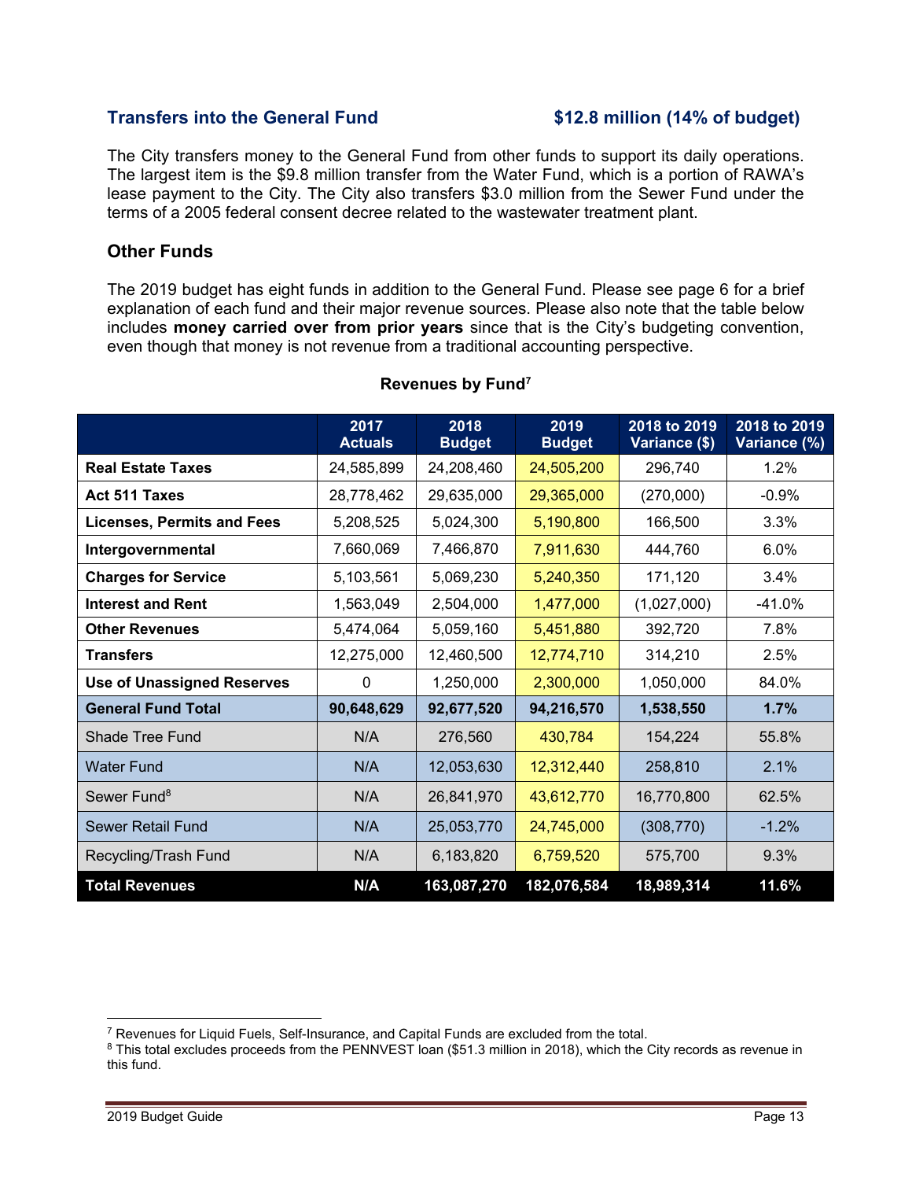## Transfers into the General Fund — $12.8 million (14% of budget)

The City transfers money to the General Fund from other funds to support its daily operations. The largest item is the $9.8 million transfer from the Water Fund, which is a portion of RAWA's lease payment to the City. The City also transfers $3.0 million from the Sewer Fund under the terms of a 2005 federal consent decree related to the wastewater treatment plant.

## Other Funds

The 2019 budget has eight funds in addition to the General Fund. Please see page 6 for a brief explanation of each fund and their major revenue sources. Please also note that the table below includes **money carried over from prior years** since that is the City's budgeting convention, even though that money is not revenue from a traditional accounting perspective.

**Revenues by Fund**[7]

| | 2017 Actuals | 2018 Budget | 2019 Budget | 2018 to 2019 Variance ($) | 2018 to 2019 Variance (%) |
|---|---|---|---|---|---|
| **Real Estate Taxes** | 24,585,899 | 24,208,460 | 24,505,200 | 296,740 | 1.2% |
| **Act 511 Taxes** | 28,778,462 | 29,635,000 | 29,365,000 | (270,000) | -0.9% |
| **Licenses, Permits and Fees** | 5,208,525 | 5,024,300 | 5,190,800 | 166,500 | 3.3% |
| **Intergovernmental** | 7,660,069 | 7,466,870 | 7,911,630 | 444,760 | 6.0% |
| **Charges for Service** | 5,103,561 | 5,069,230 | 5,240,350 | 171,120 | 3.4% |
| **Interest and Rent** | 1,563,049 | 2,504,000 | 1,477,000 | (1,027,000) | -41.0% |
| **Other Revenues** | 5,474,064 | 5,059,160 | 5,451,880 | 392,720 | 7.8% |
| **Transfers** | 12,275,000 | 12,460,500 | 12,774,710 | 314,210 | 2.5% |
| **Use of Unassigned Reserves** | 0 | 1,250,000 | 2,300,000 | 1,050,000 | 84.0% |
| **General Fund Total** | **90,648,629** | **92,677,520** | **94,216,570** | **1,538,550** | **1.7%** |
| Shade Tree Fund | N/A | 276,560 | 430,784 | 154,224 | 55.8% |
| Water Fund | N/A | 12,053,630 | 12,312,440 | 258,810 | 2.1% |
| Sewer Fund[8] | N/A | 26,841,970 | 43,612,770 | 16,770,800 | 62.5% |
| Sewer Retail Fund | N/A | 25,053,770 | 24,745,000 | (308,770) | -1.2% |
| Recycling/Trash Fund | N/A | 6,183,820 | 6,759,520 | 575,700 | 9.3% |
| **Total Revenues** | **N/A** | **163,087,270** | **182,076,584** | **18,989,314** | **11.6%** |

[7] Revenues for Liquid Fuels, Self-Insurance, and Capital Funds are excluded from the total.

[8] This total excludes proceeds from the PENNVEST loan ($51.3 million in 2018), which the City records as revenue in this fund.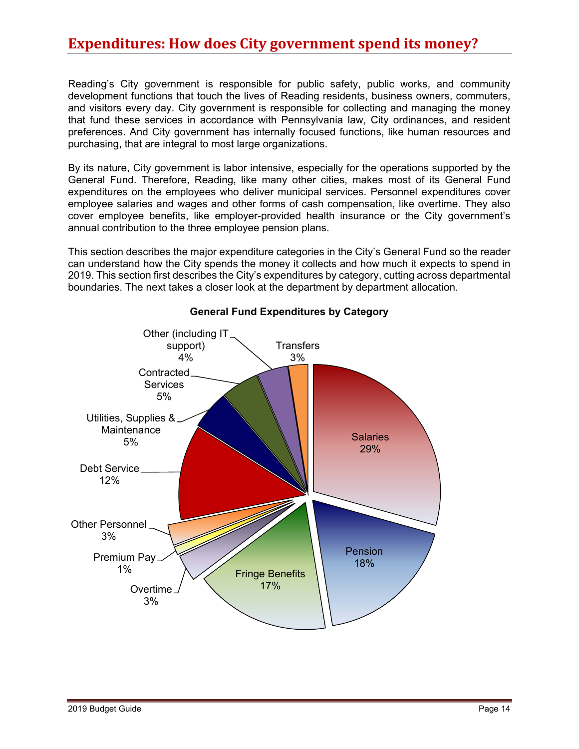# Expenditures: How does City government spend its money?

Reading's City government is responsible for public safety, public works, and community development functions that touch the lives of Reading residents, business owners, commuters, and visitors every day. City government is responsible for collecting and managing the money that fund these services in accordance with Pennsylvania law, City ordinances, and resident preferences. And City government has internally focused functions, like human resources and purchasing, that are integral to most large organizations.

By its nature, City government is labor intensive, especially for the operations supported by the General Fund. Therefore, Reading, like many other cities, makes most of its General Fund expenditures on the employees who deliver municipal services. Personnel expenditures cover employee salaries and wages and other forms of cash compensation, like overtime. They also cover employee benefits, like employer-provided health insurance or the City government's annual contribution to the three employee pension plans.

This section describes the major expenditure categories in the City's General Fund so the reader can understand how the City spends the money it collects and how much it expects to spend in 2019. This section first describes the City's expenditures by category, cutting across departmental boundaries. The next takes a closer look at the department by department allocation.

**General Fund Expenditures by Category**

| Category | Share |
|---|---|
| Salaries | 29% |
| Pension | 18% |
| Fringe Benefits | 17% |
| Overtime | 3% |
| Premium Pay | 1% |
| Other Personnel | 3% |
| Debt Service | 12% |
| Utilities, Supplies & Maintenance | 5% |
| Contracted Services | 5% |
| Other (including IT support) | 4% |
| Transfers | 3% |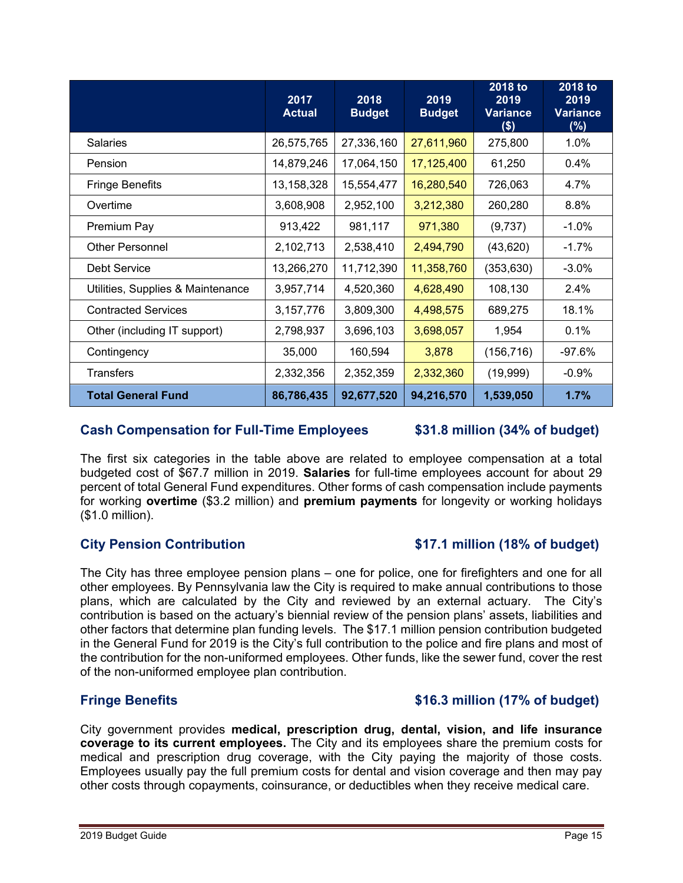| | 2017 Actual | 2018 Budget | 2019 Budget | 2018 to 2019 Variance ($) | 2018 to 2019 Variance (%) |
|---|---|---|---|---|---|
| Salaries | 26,575,765 | 27,336,160 | 27,611,960 | 275,800 | 1.0% |
| Pension | 14,879,246 | 17,064,150 | 17,125,400 | 61,250 | 0.4% |
| Fringe Benefits | 13,158,328 | 15,554,477 | 16,280,540 | 726,063 | 4.7% |
| Overtime | 3,608,908 | 2,952,100 | 3,212,380 | 260,280 | 8.8% |
| Premium Pay | 913,422 | 981,117 | 971,380 | (9,737) | -1.0% |
| Other Personnel | 2,102,713 | 2,538,410 | 2,494,790 | (43,620) | -1.7% |
| Debt Service | 13,266,270 | 11,712,390 | 11,358,760 | (353,630) | -3.0% |
| Utilities, Supplies & Maintenance | 3,957,714 | 4,520,360 | 4,628,490 | 108,130 | 2.4% |
| Contracted Services | 3,157,776 | 3,809,300 | 4,498,575 | 689,275 | 18.1% |
| Other (including IT support) | 2,798,937 | 3,696,103 | 3,698,057 | 1,954 | 0.1% |
| Contingency | 35,000 | 160,594 | 3,878 | (156,716) | -97.6% |
| Transfers | 2,332,356 | 2,352,359 | 2,332,360 | (19,999) | -0.9% |
| **Total General Fund** | **86,786,435** | **92,677,520** | **94,216,570** | **1,539,050** | **1.7%** |

## Cash Compensation for Full-Time Employees — $31.8 million (34% of budget)

The first six categories in the table above are related to employee compensation at a total budgeted cost of $67.7 million in 2019. **Salaries** for full-time employees account for about 29 percent of total General Fund expenditures. Other forms of cash compensation include payments for working **overtime** ($3.2 million) and **premium payments** for longevity or working holidays ($1.0 million).

## City Pension Contribution — $17.1 million (18% of budget)

The City has three employee pension plans – one for police, one for firefighters and one for all other employees. By Pennsylvania law the City is required to make annual contributions to those plans, which are calculated by the City and reviewed by an external actuary. The City's contribution is based on the actuary's biennial review of the pension plans' assets, liabilities and other factors that determine plan funding levels. The $17.1 million pension contribution budgeted in the General Fund for 2019 is the City's full contribution to the police and fire plans and most of the contribution for the non-uniformed employees. Other funds, like the sewer fund, cover the rest of the non-uniformed employee plan contribution.

## Fringe Benefits — $16.3 million (17% of budget)

City government provides **medical, prescription drug, dental, vision, and life insurance coverage to its current employees.** The City and its employees share the premium costs for medical and prescription drug coverage, with the City paying the majority of those costs. Employees usually pay the full premium costs for dental and vision coverage and then may pay other costs through copayments, coinsurance, or deductibles when they receive medical care.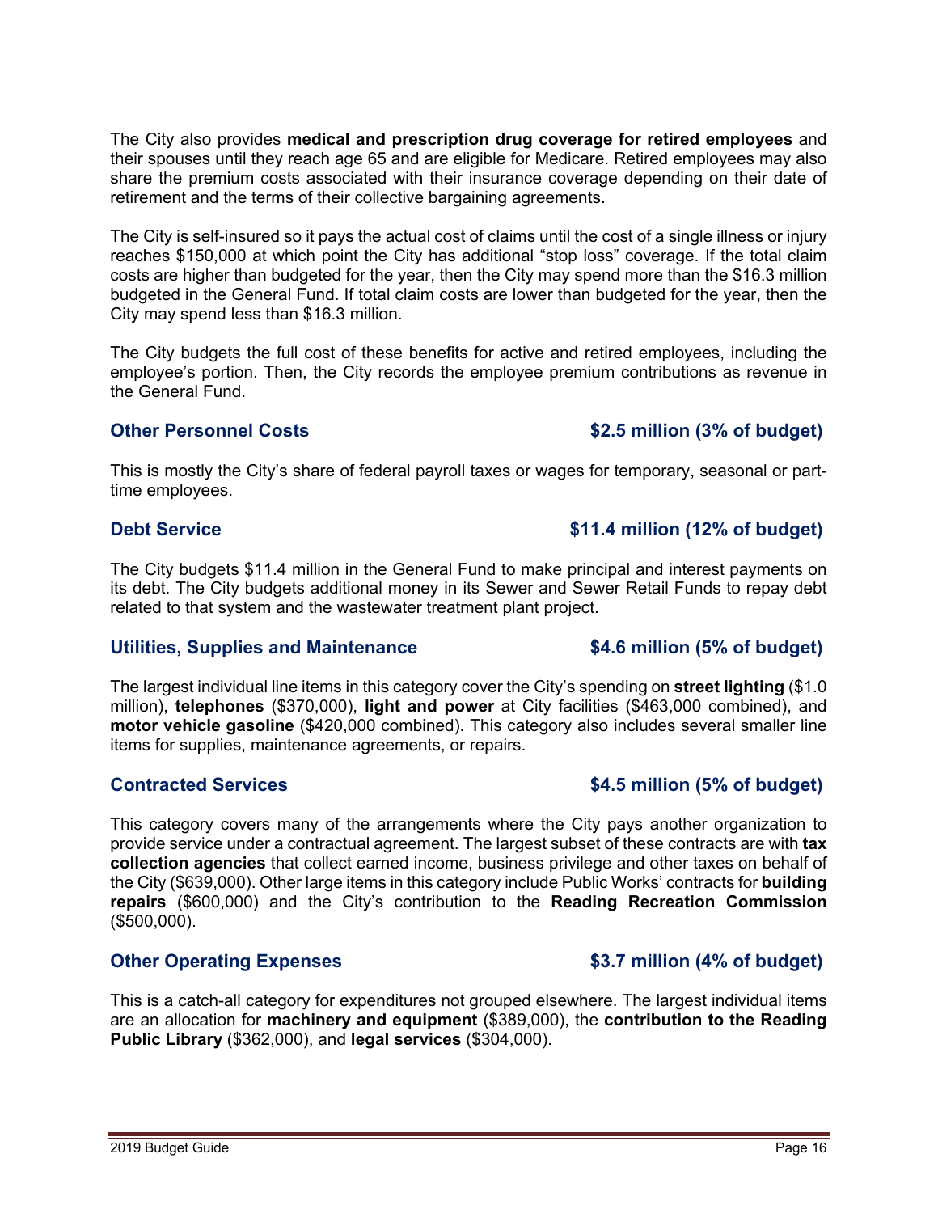The City also provides **medical and prescription drug coverage for retired employees** and their spouses until they reach age 65 and are eligible for Medicare. Retired employees may also share the premium costs associated with their insurance coverage depending on their date of retirement and the terms of their collective bargaining agreements.

The City is self-insured so it pays the actual cost of claims until the cost of a single illness or injury reaches $150,000 at which point the City has additional "stop loss" coverage. If the total claim costs are higher than budgeted for the year, then the City may spend more than the $16.3 million budgeted in the General Fund. If total claim costs are lower than budgeted for the year, then the City may spend less than $16.3 million.

The City budgets the full cost of these benefits for active and retired employees, including the employee's portion. Then, the City records the employee premium contributions as revenue in the General Fund.

### Other Personnel Costs — $2.5 million (3% of budget)

This is mostly the City's share of federal payroll taxes or wages for temporary, seasonal or part-time employees.

### Debt Service — $11.4 million (12% of budget)

The City budgets $11.4 million in the General Fund to make principal and interest payments on its debt. The City budgets additional money in its Sewer and Sewer Retail Funds to repay debt related to that system and the wastewater treatment plant project.

### Utilities, Supplies and Maintenance — $4.6 million (5% of budget)

The largest individual line items in this category cover the City's spending on **street lighting** ($1.0 million), **telephones** ($370,000), **light and power** at City facilities ($463,000 combined), and **motor vehicle gasoline** ($420,000 combined). This category also includes several smaller line items for supplies, maintenance agreements, or repairs.

### Contracted Services — $4.5 million (5% of budget)

This category covers many of the arrangements where the City pays another organization to provide service under a contractual agreement. The largest subset of these contracts are with **tax collection agencies** that collect earned income, business privilege and other taxes on behalf of the City ($639,000). Other large items in this category include Public Works' contracts for **building repairs** ($600,000) and the City's contribution to the **Reading Recreation Commission** ($500,000).

### Other Operating Expenses — $3.7 million (4% of budget)

This is a catch-all category for expenditures not grouped elsewhere. The largest individual items are an allocation for **machinery and equipment** ($389,000), the **contribution to the Reading Public Library** ($362,000), and **legal services** ($304,000).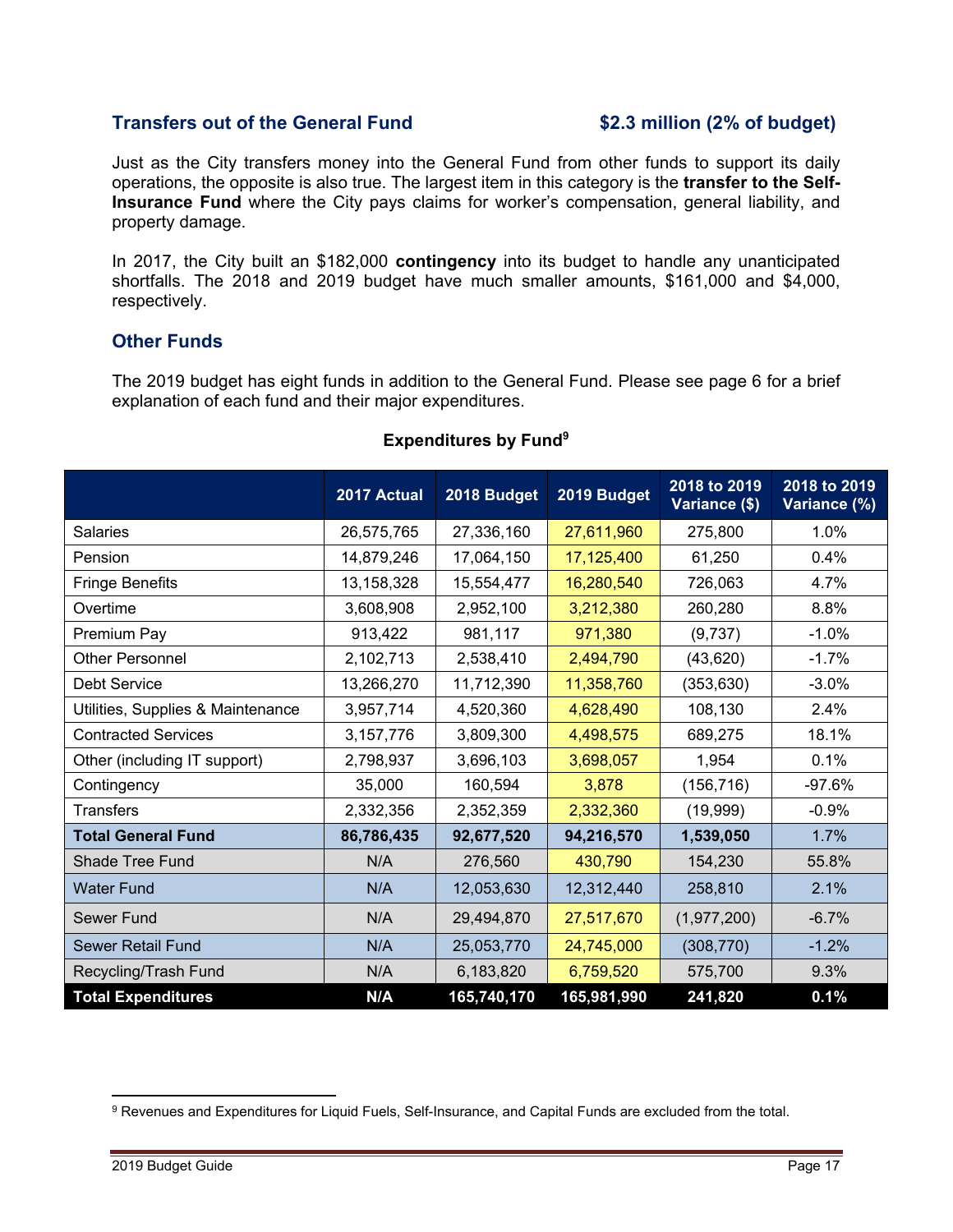## Transfers out of the General Fund $2.3 million (2% of budget)

Just as the City transfers money into the General Fund from other funds to support its daily operations, the opposite is also true. The largest item in this category is the **transfer to the Self-Insurance Fund** where the City pays claims for worker's compensation, general liability, and property damage.

In 2017, the City built an $182,000 **contingency** into its budget to handle any unanticipated shortfalls. The 2018 and 2019 budget have much smaller amounts, $161,000 and $4,000, respectively.

## Other Funds

The 2019 budget has eight funds in addition to the General Fund. Please see page 6 for a brief explanation of each fund and their major expenditures.

**Expenditures by Fund**[9]

| | 2017 Actual | 2018 Budget | 2019 Budget | 2018 to 2019 Variance ($) | 2018 to 2019 Variance (%) |
|---|---|---|---|---|---|
| Salaries | 26,575,765 | 27,336,160 | 27,611,960 | 275,800 | 1.0% |
| Pension | 14,879,246 | 17,064,150 | 17,125,400 | 61,250 | 0.4% |
| Fringe Benefits | 13,158,328 | 15,554,477 | 16,280,540 | 726,063 | 4.7% |
| Overtime | 3,608,908 | 2,952,100 | 3,212,380 | 260,280 | 8.8% |
| Premium Pay | 913,422 | 981,117 | 971,380 | (9,737) | -1.0% |
| Other Personnel | 2,102,713 | 2,538,410 | 2,494,790 | (43,620) | -1.7% |
| Debt Service | 13,266,270 | 11,712,390 | 11,358,760 | (353,630) | -3.0% |
| Utilities, Supplies & Maintenance | 3,957,714 | 4,520,360 | 4,628,490 | 108,130 | 2.4% |
| Contracted Services | 3,157,776 | 3,809,300 | 4,498,575 | 689,275 | 18.1% |
| Other (including IT support) | 2,798,937 | 3,696,103 | 3,698,057 | 1,954 | 0.1% |
| Contingency | 35,000 | 160,594 | 3,878 | (156,716) | -97.6% |
| Transfers | 2,332,356 | 2,352,359 | 2,332,360 | (19,999) | -0.9% |
| **Total General Fund** | **86,786,435** | **92,677,520** | **94,216,570** | **1,539,050** | **1.7%** |
| Shade Tree Fund | N/A | 276,560 | 430,790 | 154,230 | 55.8% |
| Water Fund | N/A | 12,053,630 | 12,312,440 | 258,810 | 2.1% |
| Sewer Fund | N/A | 29,494,870 | 27,517,670 | (1,977,200) | -6.7% |
| Sewer Retail Fund | N/A | 25,053,770 | 24,745,000 | (308,770) | -1.2% |
| Recycling/Trash Fund | N/A | 6,183,820 | 6,759,520 | 575,700 | 9.3% |
| **Total Expenditures** | **N/A** | **165,740,170** | **165,981,990** | **241,820** | **0.1%** |

[9] Revenues and Expenditures for Liquid Fuels, Self-Insurance, and Capital Funds are excluded from the total.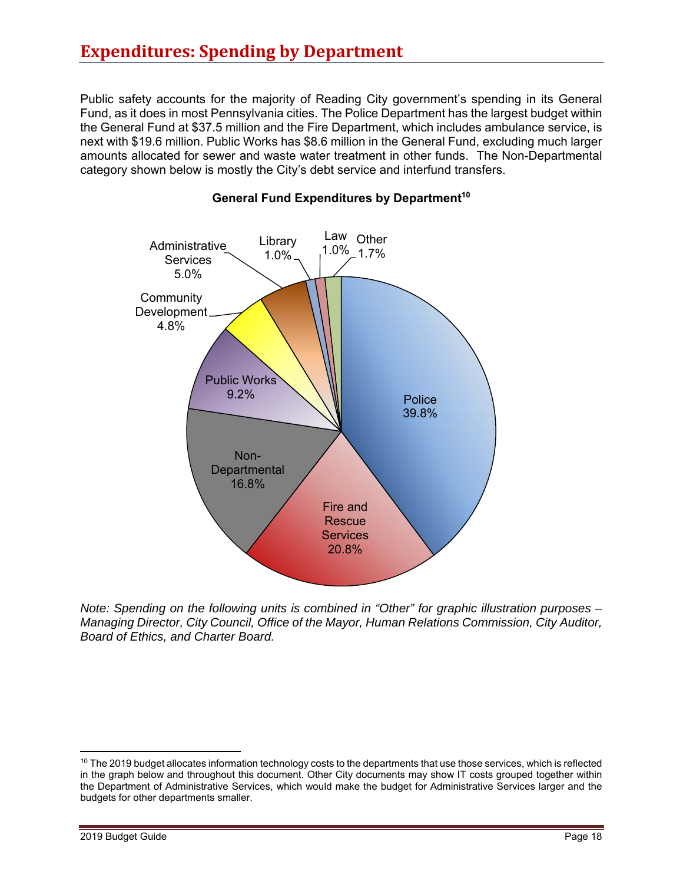# Expenditures: Spending by Department

Public safety accounts for the majority of Reading City government's spending in its General Fund, as it does in most Pennsylvania cities. The Police Department has the largest budget within the General Fund at $37.5 million and the Fire Department, which includes ambulance service, is next with $19.6 million. Public Works has $8.6 million in the General Fund, excluding much larger amounts allocated for sewer and waste water treatment in other funds. The Non-Departmental category shown below is mostly the City's debt service and interfund transfers.

**General Fund Expenditures by Department**[10]

| Department | Share |
|---|---|
| Police | 39.8% |
| Fire and Rescue Services | 20.8% |
| Non-Departmental | 16.8% |
| Public Works | 9.2% |
| Administrative Services | 5.0% |
| Community Development | 4.8% |
| Other | 1.7% |
| Library | 1.0% |
| Law | 1.0% |

*Note: Spending on the following units is combined in "Other" for graphic illustration purposes – Managing Director, City Council, Office of the Mayor, Human Relations Commission, City Auditor, Board of Ethics, and Charter Board.*

---

[10] The 2019 budget allocates information technology costs to the departments that use those services, which is reflected in the graph below and throughout this document. Other City documents may show IT costs grouped together within the Department of Administrative Services, which would make the budget for Administrative Services larger and the budgets for other departments smaller.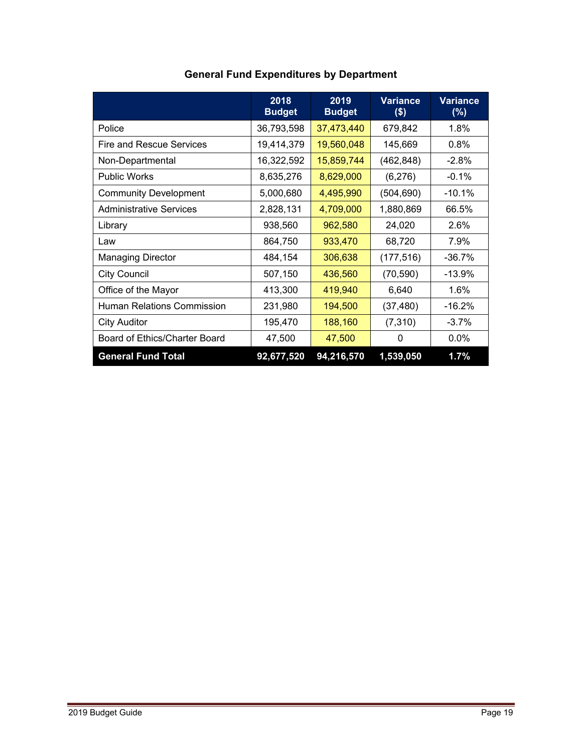## General Fund Expenditures by Department

| | 2018 Budget | 2019 Budget | Variance ($) | Variance (%) |
|---|---|---|---|---|
| Police | 36,793,598 | 37,473,440 | 679,842 | 1.8% |
| Fire and Rescue Services | 19,414,379 | 19,560,048 | 145,669 | 0.8% |
| Non-Departmental | 16,322,592 | 15,859,744 | (462,848) | -2.8% |
| Public Works | 8,635,276 | 8,629,000 | (6,276) | -0.1% |
| Community Development | 5,000,680 | 4,495,990 | (504,690) | -10.1% |
| Administrative Services | 2,828,131 | 4,709,000 | 1,880,869 | 66.5% |
| Library | 938,560 | 962,580 | 24,020 | 2.6% |
| Law | 864,750 | 933,470 | 68,720 | 7.9% |
| Managing Director | 484,154 | 306,638 | (177,516) | -36.7% |
| City Council | 507,150 | 436,560 | (70,590) | -13.9% |
| Office of the Mayor | 413,300 | 419,940 | 6,640 | 1.6% |
| Human Relations Commission | 231,980 | 194,500 | (37,480) | -16.2% |
| City Auditor | 195,470 | 188,160 | (7,310) | -3.7% |
| Board of Ethics/Charter Board | 47,500 | 47,500 | 0 | 0.0% |
| **General Fund Total** | **92,677,520** | **94,216,570** | **1,539,050** | **1.7%** |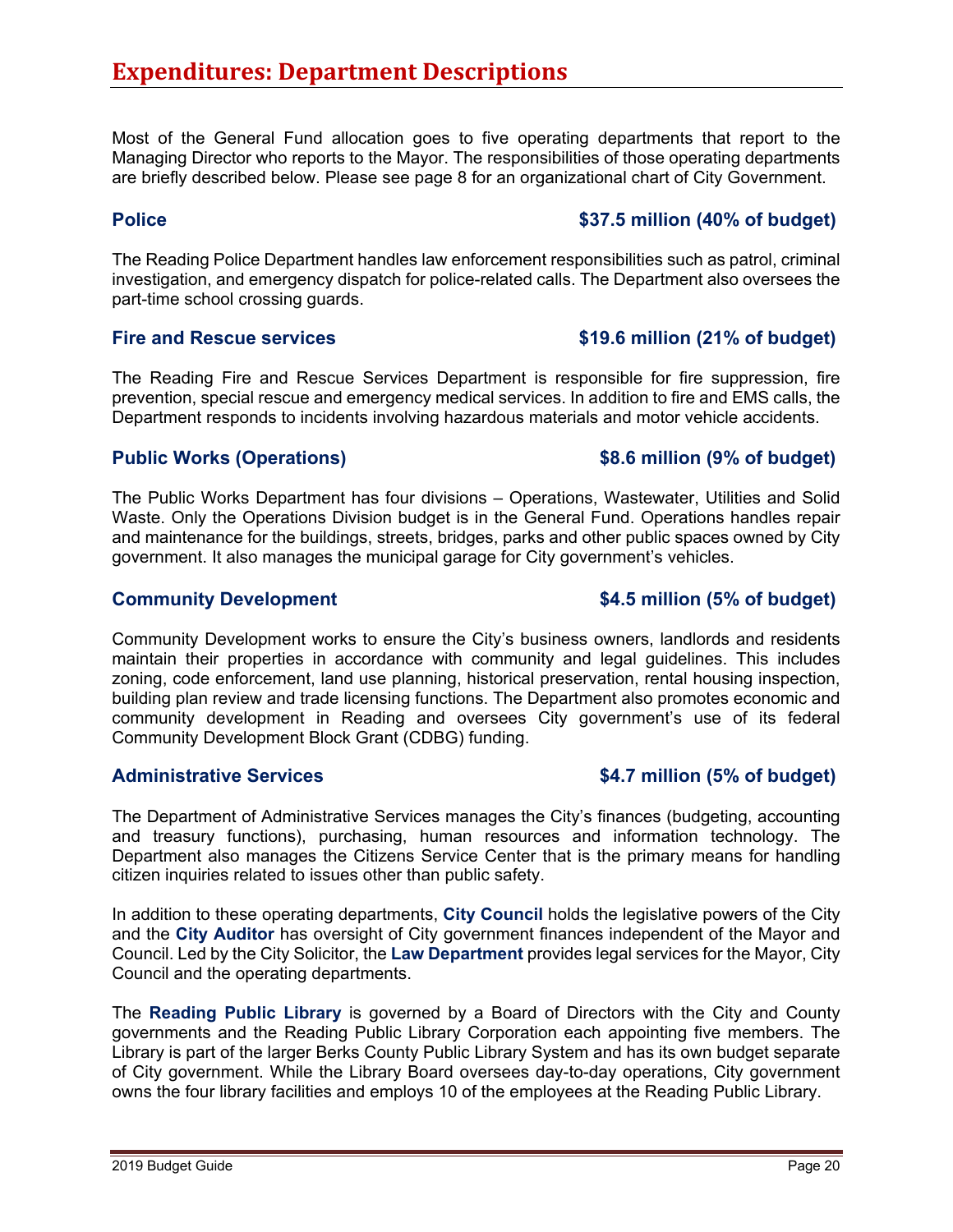# Expenditures: Department Descriptions

Most of the General Fund allocation goes to five operating departments that report to the Managing Director who reports to the Mayor. The responsibilities of those operating departments are briefly described below. Please see page 8 for an organizational chart of City Government.

### Police — $37.5 million (40% of budget)

The Reading Police Department handles law enforcement responsibilities such as patrol, criminal investigation, and emergency dispatch for police-related calls. The Department also oversees the part-time school crossing guards.

### Fire and Rescue services — $19.6 million (21% of budget)

The Reading Fire and Rescue Services Department is responsible for fire suppression, fire prevention, special rescue and emergency medical services. In addition to fire and EMS calls, the Department responds to incidents involving hazardous materials and motor vehicle accidents.

### Public Works (Operations) — $8.6 million (9% of budget)

The Public Works Department has four divisions – Operations, Wastewater, Utilities and Solid Waste. Only the Operations Division budget is in the General Fund. Operations handles repair and maintenance for the buildings, streets, bridges, parks and other public spaces owned by City government. It also manages the municipal garage for City government's vehicles.

### Community Development — $4.5 million (5% of budget)

Community Development works to ensure the City's business owners, landlords and residents maintain their properties in accordance with community and legal guidelines. This includes zoning, code enforcement, land use planning, historical preservation, rental housing inspection, building plan review and trade licensing functions. The Department also promotes economic and community development in Reading and oversees City government's use of its federal Community Development Block Grant (CDBG) funding.

### Administrative Services — $4.7 million (5% of budget)

The Department of Administrative Services manages the City's finances (budgeting, accounting and treasury functions), purchasing, human resources and information technology. The Department also manages the Citizens Service Center that is the primary means for handling citizen inquiries related to issues other than public safety.

In addition to these operating departments, **City Council** holds the legislative powers of the City and the **City Auditor** has oversight of City government finances independent of the Mayor and Council. Led by the City Solicitor, the **Law Department** provides legal services for the Mayor, City Council and the operating departments.

The **Reading Public Library** is governed by a Board of Directors with the City and County governments and the Reading Public Library Corporation each appointing five members. The Library is part of the larger Berks County Public Library System and has its own budget separate of City government. While the Library Board oversees day-to-day operations, City government owns the four library facilities and employs 10 of the employees at the Reading Public Library.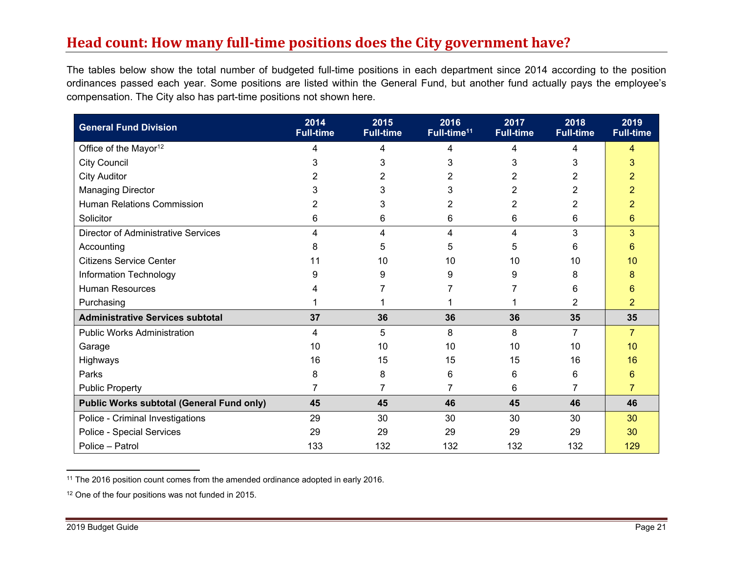## Head count: How many full-time positions does the City government have?

The tables below show the total number of budgeted full-time positions in each department since 2014 according to the position ordinances passed each year. Some positions are listed within the General Fund, but another fund actually pays the employee's compensation. The City also has part-time positions not shown here.

| General Fund Division | 2014 Full-time | 2015 Full-time | 2016 Full-time[11] | 2017 Full-time | 2018 Full-time | 2019 Full-time |
|---|---|---|---|---|---|---|
| Office of the Mayor[12] | 4 | 4 | 4 | 4 | 4 | 4 |
| City Council | 3 | 3 | 3 | 3 | 3 | 3 |
| City Auditor | 2 | 2 | 2 | 2 | 2 | 2 |
| Managing Director | 3 | 3 | 3 | 2 | 2 | 2 |
| Human Relations Commission | 2 | 3 | 2 | 2 | 2 | 2 |
| Solicitor | 6 | 6 | 6 | 6 | 6 | 6 |
| Director of Administrative Services | 4 | 4 | 4 | 4 | 3 | 3 |
| Accounting | 8 | 5 | 5 | 5 | 6 | 6 |
| Citizens Service Center | 11 | 10 | 10 | 10 | 10 | 10 |
| Information Technology | 9 | 9 | 9 | 9 | 8 | 8 |
| Human Resources | 4 | 7 | 7 | 7 | 6 | 6 |
| Purchasing | 1 | 1 | 1 | 1 | 2 | 2 |
| **Administrative Services subtotal** | **37** | **36** | **36** | **36** | **35** | **35** |
| Public Works Administration | 4 | 5 | 8 | 8 | 7 | 7 |
| Garage | 10 | 10 | 10 | 10 | 10 | 10 |
| Highways | 16 | 15 | 15 | 15 | 16 | 16 |
| Parks | 8 | 8 | 6 | 6 | 6 | 6 |
| Public Property | 7 | 7 | 7 | 6 | 7 | 7 |
| **Public Works subtotal (General Fund only)** | **45** | **45** | **46** | **45** | **46** | **46** |
| Police - Criminal Investigations | 29 | 30 | 30 | 30 | 30 | 30 |
| Police - Special Services | 29 | 29 | 29 | 29 | 29 | 30 |
| Police – Patrol | 133 | 132 | 132 | 132 | 132 | 129 |

[11] The 2016 position count comes from the amended ordinance adopted in early 2016.

[12] One of the four positions was not funded in 2015.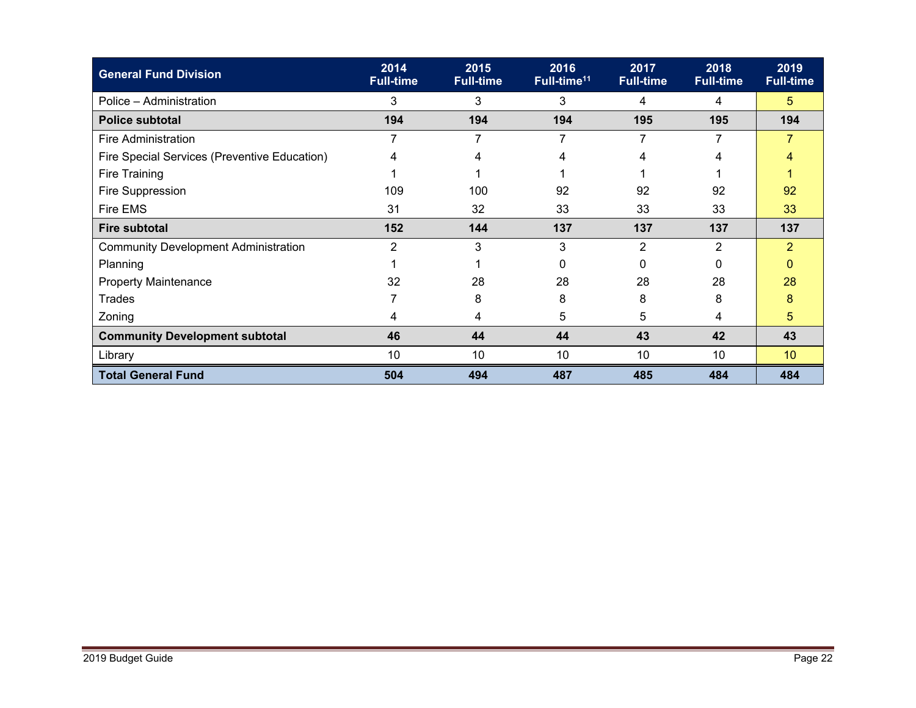| General Fund Division | 2014 Full-time | 2015 Full-time | 2016 Full-time[11] | 2017 Full-time | 2018 Full-time | 2019 Full-time |
|---|---|---|---|---|---|---|
| Police – Administration | 3 | 3 | 3 | 4 | 4 | 5 |
| **Police subtotal** | **194** | **194** | **194** | **195** | **195** | **194** |
| Fire Administration | 7 | 7 | 7 | 7 | 7 | 7 |
| Fire Special Services (Preventive Education) | 4 | 4 | 4 | 4 | 4 | 4 |
| Fire Training | 1 | 1 | 1 | 1 | 1 | 1 |
| Fire Suppression | 109 | 100 | 92 | 92 | 92 | 92 |
| Fire EMS | 31 | 32 | 33 | 33 | 33 | 33 |
| **Fire subtotal** | **152** | **144** | **137** | **137** | **137** | **137** |
| Community Development Administration | 2 | 3 | 3 | 2 | 2 | 2 |
| Planning | 1 | 1 | 0 | 0 | 0 | 0 |
| Property Maintenance | 32 | 28 | 28 | 28 | 28 | 28 |
| Trades | 7 | 8 | 8 | 8 | 8 | 8 |
| Zoning | 4 | 4 | 5 | 5 | 4 | 5 |
| **Community Development subtotal** | **46** | **44** | **44** | **43** | **42** | **43** |
| Library | 10 | 10 | 10 | 10 | 10 | 10 |
| **Total General Fund** | **504** | **494** | **487** | **485** | **484** | **484** |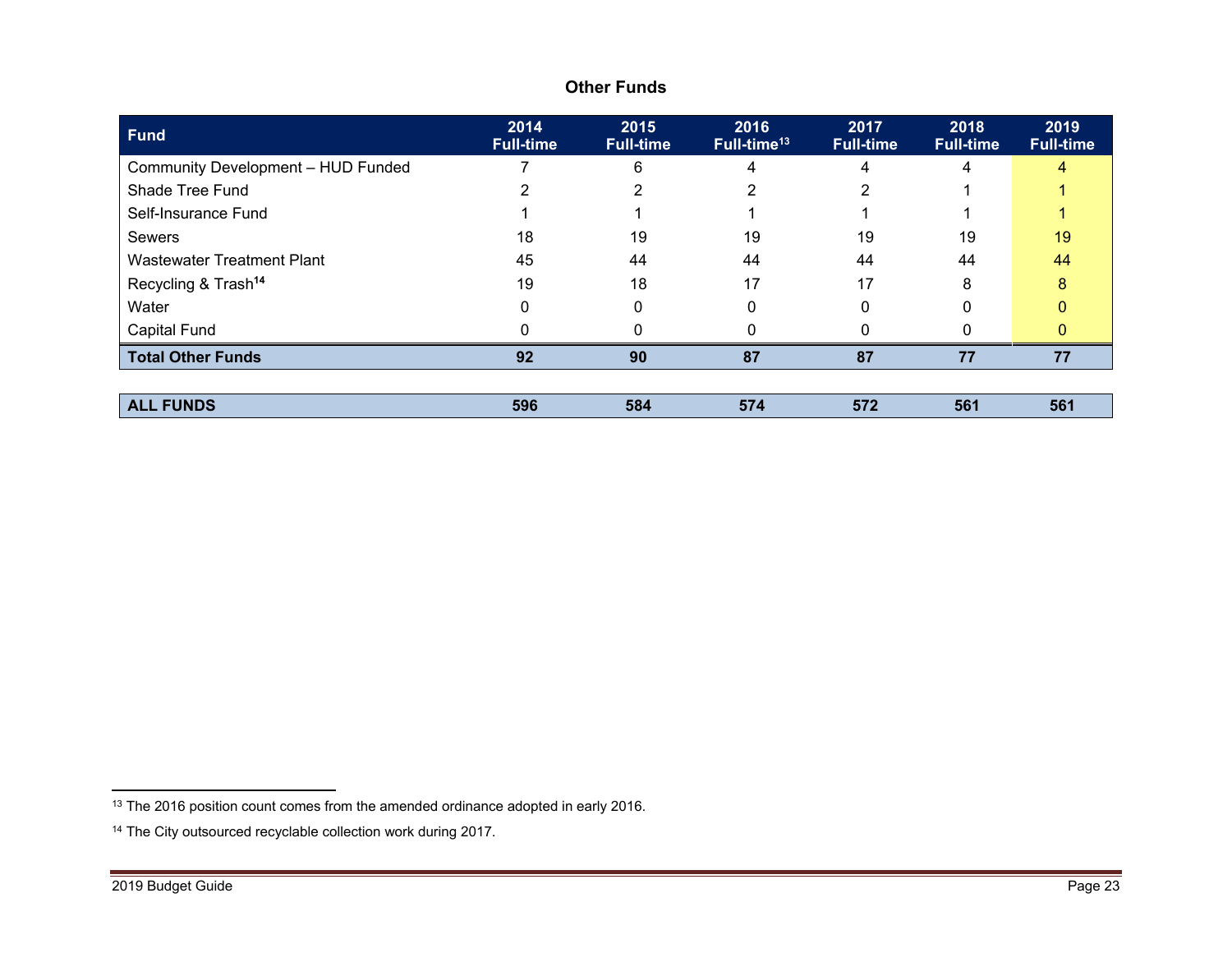## Other Funds

| Fund | 2014 Full-time | 2015 Full-time | 2016 Full-time[13] | 2017 Full-time | 2018 Full-time | 2019 Full-time |
|---|---|---|---|---|---|---|
| Community Development – HUD Funded | 7 | 6 | 4 | 4 | 4 | 4 |
| Shade Tree Fund | 2 | 2 | 2 | 2 | 1 | 1 |
| Self-Insurance Fund | 1 | 1 | 1 | 1 | 1 | 1 |
| Sewers | 18 | 19 | 19 | 19 | 19 | 19 |
| Wastewater Treatment Plant | 45 | 44 | 44 | 44 | 44 | 44 |
| Recycling & Trash[14] | 19 | 18 | 17 | 17 | 8 | 8 |
| Water | 0 | 0 | 0 | 0 | 0 | 0 |
| Capital Fund | 0 | 0 | 0 | 0 | 0 | 0 |
| **Total Other Funds** | **92** | **90** | **87** | **87** | **77** | **77** |
| | | | | | | |
| **ALL FUNDS** | **596** | **584** | **574** | **572** | **561** | **561** |

[13] The 2016 position count comes from the amended ordinance adopted in early 2016.

[14] The City outsourced recyclable collection work during 2017.